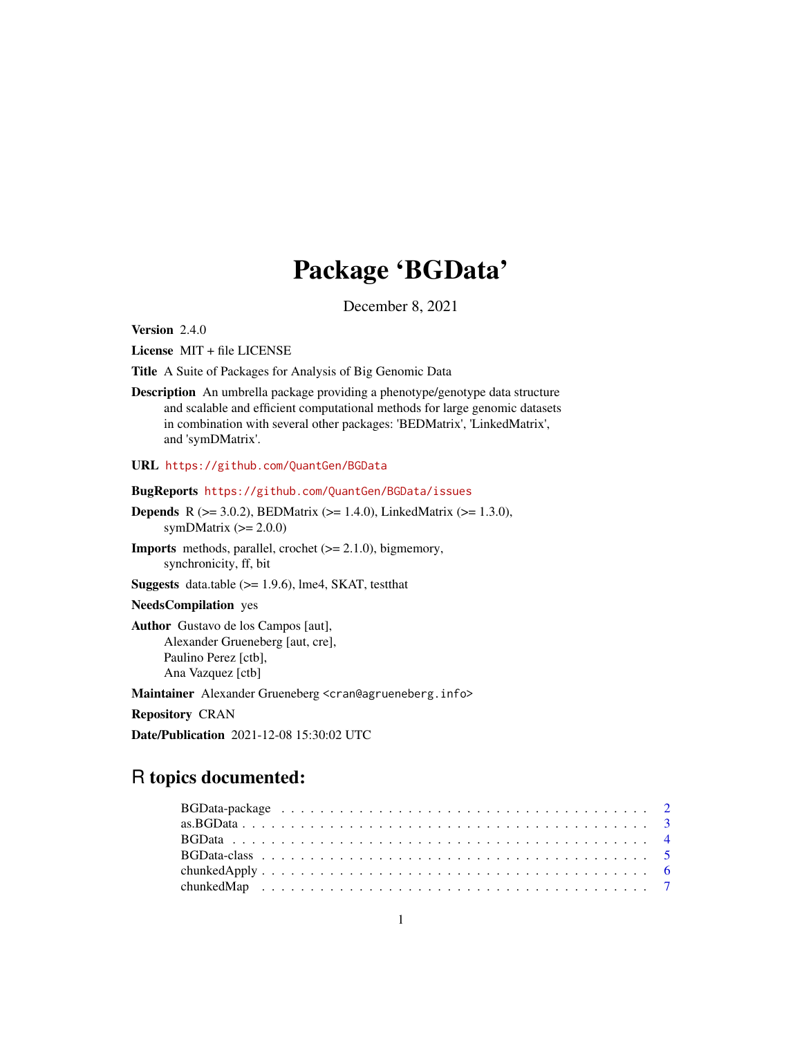# Package 'BGData'

December 8, 2021

**Version** 2.4.0

**License** MIT + file LICENSE

**Title** A Suite of Packages for Analysis of Big Genomic Data

**Description** An umbrella package providing a phenotype/genotype data structure and scalable and efficient computational methods for large genomic datasets in combination with several other packages: 'BEDMatrix', 'LinkedMatrix', and 'symDMatrix'.

**URL** https://github.com/QuantGen/BGData

**BugReports** https://github.com/QuantGen/BGData/issues

**Depends** R (>= 3.0.2), BEDMatrix (>= 1.4.0), LinkedMatrix (>= 1.3.0), symDMatrix (>= 2.0.0)

**Imports** methods, parallel, crochet (>= 2.1.0), bigmemory, synchronicity, ff, bit

**Suggests** data.table (>= 1.9.6), lme4, SKAT, testthat

**NeedsCompilation** yes

**Author** Gustavo de los Campos [aut],
Alexander Grueneberg [aut, cre],
Paulino Perez [ctb],
Ana Vazquez [ctb]

**Maintainer** Alexander Grueneberg <cran@agrueneberg.info>

**Repository** CRAN

**Date/Publication** 2021-12-08 15:30:02 UTC

## R topics documented:

| | |
|---|---|
| BGData-package | 2 |
| as.BGData | 3 |
| BGData | 4 |
| BGData-class | 5 |
| chunkedApply | 6 |
| chunkedMap | 7 |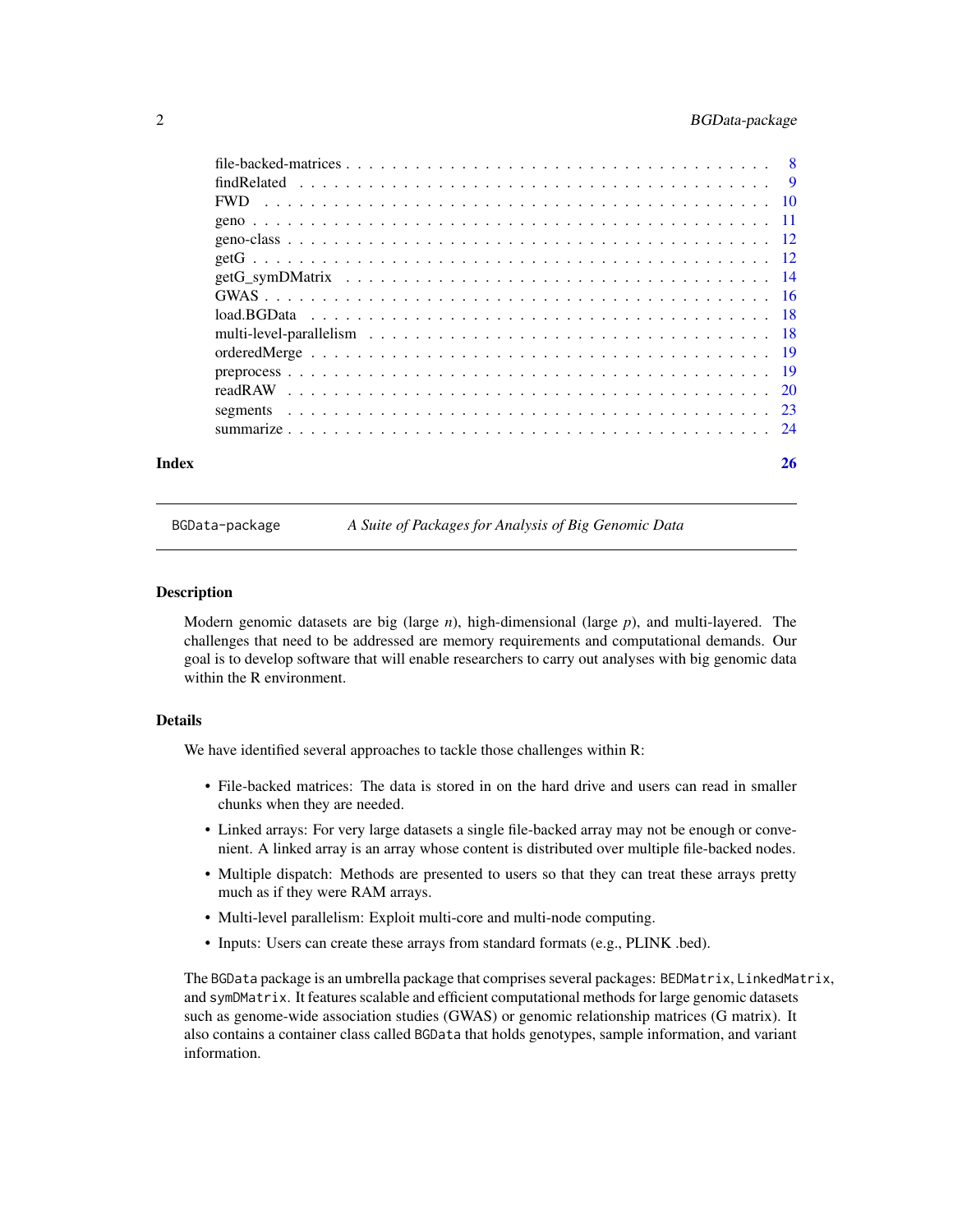file-backed-matrices . . . . . . . . . . . . . . . . . . . . . . . . . . . . . . . . . . . 8
findRelated . . . . . . . . . . . . . . . . . . . . . . . . . . . . . . . . . . . . . . . . 9
FWD . . . . . . . . . . . . . . . . . . . . . . . . . . . . . . . . . . . . . . . . . . . 10
geno . . . . . . . . . . . . . . . . . . . . . . . . . . . . . . . . . . . . . . . . . . . 11
geno-class . . . . . . . . . . . . . . . . . . . . . . . . . . . . . . . . . . . . . . . . 12
getG . . . . . . . . . . . . . . . . . . . . . . . . . . . . . . . . . . . . . . . . . . . 12
getG_symDMatrix . . . . . . . . . . . . . . . . . . . . . . . . . . . . . . . . . . . . 14
GWAS . . . . . . . . . . . . . . . . . . . . . . . . . . . . . . . . . . . . . . . . . . 16
load.BGData . . . . . . . . . . . . . . . . . . . . . . . . . . . . . . . . . . . . . . . 18
multi-level-parallelism . . . . . . . . . . . . . . . . . . . . . . . . . . . . . . . . . 18
orderedMerge . . . . . . . . . . . . . . . . . . . . . . . . . . . . . . . . . . . . . . 19
preprocess . . . . . . . . . . . . . . . . . . . . . . . . . . . . . . . . . . . . . . . 19
readRAW . . . . . . . . . . . . . . . . . . . . . . . . . . . . . . . . . . . . . . . . 20
segments . . . . . . . . . . . . . . . . . . . . . . . . . . . . . . . . . . . . . . . . 23
summarize . . . . . . . . . . . . . . . . . . . . . . . . . . . . . . . . . . . . . . . 24

**Index** **26**

---

`BGData-package` *A Suite of Packages for Analysis of Big Genomic Data*

---

### Description

Modern genomic datasets are big (large $n$), high-dimensional (large $p$), and multi-layered. The challenges that need to be addressed are memory requirements and computational demands. Our goal is to develop software that will enable researchers to carry out analyses with big genomic data within the R environment.

### Details

We have identified several approaches to tackle those challenges within R:

- File-backed matrices: The data is stored in on the hard drive and users can read in smaller chunks when they are needed.
- Linked arrays: For very large datasets a single file-backed array may not be enough or convenient. A linked array is an array whose content is distributed over multiple file-backed nodes.
- Multiple dispatch: Methods are presented to users so that they can treat these arrays pretty much as if they were RAM arrays.
- Multi-level parallelism: Exploit multi-core and multi-node computing.
- Inputs: Users can create these arrays from standard formats (e.g., PLINK .bed).

The `BGData` package is an umbrella package that comprises several packages: `BEDMatrix`, `LinkedMatrix`, and `symDMatrix`. It features scalable and efficient computational methods for large genomic datasets such as genome-wide association studies (GWAS) or genomic relationship matrices (G matrix). It also contains a container class called `BGData` that holds genotypes, sample information, and variant information.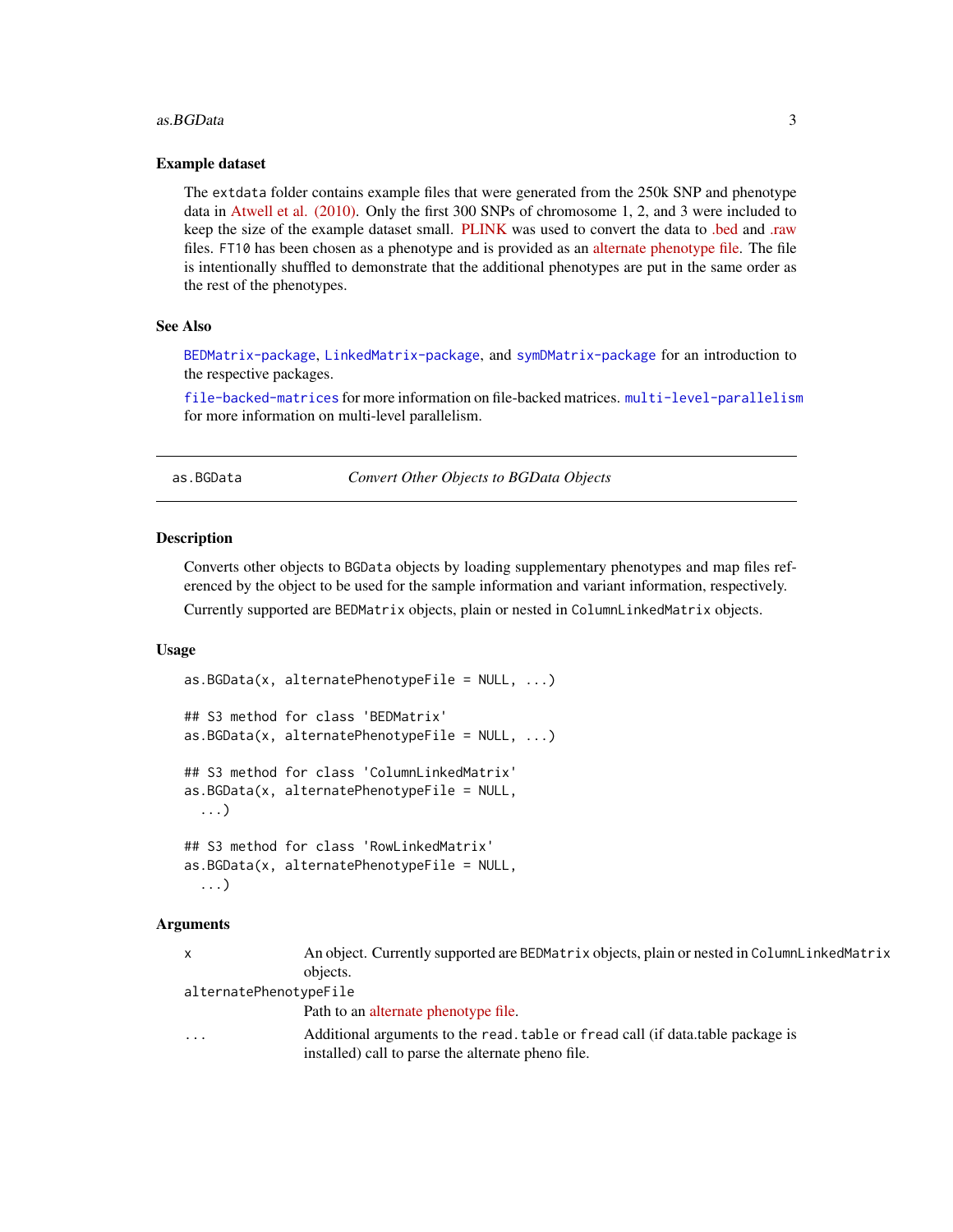### Example dataset

The `extdata` folder contains example files that were generated from the 250k SNP and phenotype data in Atwell et al. (2010). Only the first 300 SNPs of chromosome 1, 2, and 3 were included to keep the size of the example dataset small. PLINK was used to convert the data to .bed and .raw files. `FT10` has been chosen as a phenotype and is provided as an alternate phenotype file. The file is intentionally shuffled to demonstrate that the additional phenotypes are put in the same order as the rest of the phenotypes.

### See Also

`BEDMatrix-package`, `LinkedMatrix-package`, and `symDMatrix-package` for an introduction to the respective packages.

`file-backed-matrices` for more information on file-backed matrices. `multi-level-parallelism` for more information on multi-level parallelism.

---

## as.BGData — *Convert Other Objects to BGData Objects*

---

### Description

Converts other objects to `BGData` objects by loading supplementary phenotypes and map files referenced by the object to be used for the sample information and variant information, respectively.

Currently supported are `BEDMatrix` objects, plain or nested in `ColumnLinkedMatrix` objects.

### Usage

```
as.BGData(x, alternatePhenotypeFile = NULL, ...)

## S3 method for class 'BEDMatrix'
as.BGData(x, alternatePhenotypeFile = NULL, ...)

## S3 method for class 'ColumnLinkedMatrix'
as.BGData(x, alternatePhenotypeFile = NULL,
  ...)

## S3 method for class 'RowLinkedMatrix'
as.BGData(x, alternatePhenotypeFile = NULL,
  ...)
```

### Arguments

| | |
|---|---|
| `x` | An object. Currently supported are `BEDMatrix` objects, plain or nested in `ColumnLinkedMatrix` objects. |
| `alternatePhenotypeFile` | Path to an alternate phenotype file. |
| `...` | Additional arguments to the `read.table` or `fread` call (if data.table package is installed) call to parse the alternate pheno file. |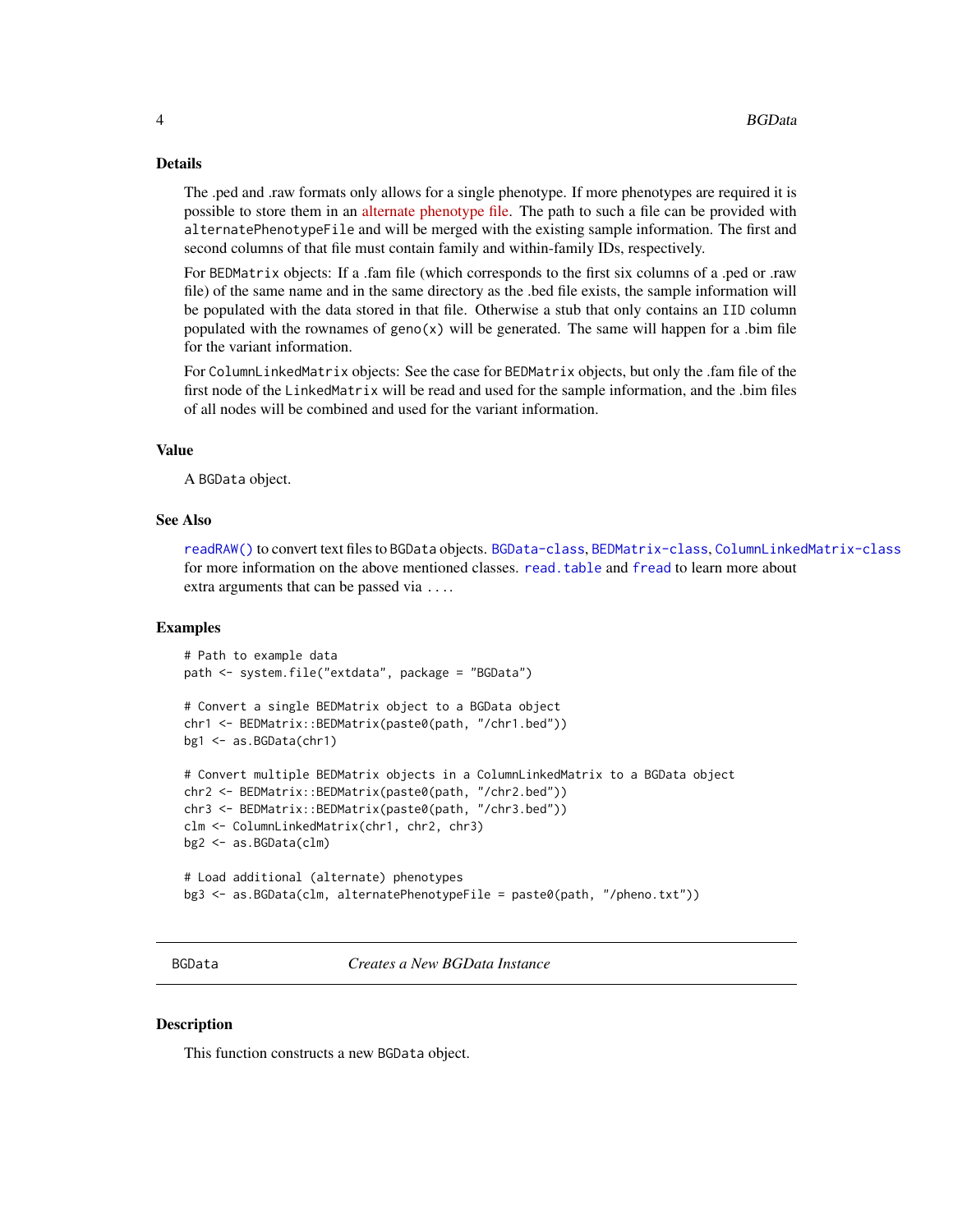### Details

The .ped and .raw formats only allows for a single phenotype. If more phenotypes are required it is possible to store them in an alternate phenotype file. The path to such a file can be provided with `alternatePhenotypeFile` and will be merged with the existing sample information. The first and second columns of that file must contain family and within-family IDs, respectively.

For `BEDMatrix` objects: If a .fam file (which corresponds to the first six columns of a .ped or .raw file) of the same name and in the same directory as the .bed file exists, the sample information will be populated with the data stored in that file. Otherwise a stub that only contains an `IID` column populated with the rownames of `geno(x)` will be generated. The same will happen for a .bim file for the variant information.

For `ColumnLinkedMatrix` objects: See the case for `BEDMatrix` objects, but only the .fam file of the first node of the `LinkedMatrix` will be read and used for the sample information, and the .bim files of all nodes will be combined and used for the variant information.

### Value

A `BGData` object.

### See Also

`readRAW()` to convert text files to `BGData` objects. `BGData-class`, `BEDMatrix-class`, `ColumnLinkedMatrix-class` for more information on the above mentioned classes. `read.table` and `fread` to learn more about extra arguments that can be passed via `...`.

### Examples

```
# Path to example data
path <- system.file("extdata", package = "BGData")

# Convert a single BEDMatrix object to a BGData object
chr1 <- BEDMatrix::BEDMatrix(paste0(path, "/chr1.bed"))
bg1 <- as.BGData(chr1)

# Convert multiple BEDMatrix objects in a ColumnLinkedMatrix to a BGData object
chr2 <- BEDMatrix::BEDMatrix(paste0(path, "/chr2.bed"))
chr3 <- BEDMatrix::BEDMatrix(paste0(path, "/chr3.bed"))
clm <- ColumnLinkedMatrix(chr1, chr2, chr3)
bg2 <- as.BGData(clm)

# Load additional (alternate) phenotypes
bg3 <- as.BGData(clm, alternatePhenotypeFile = paste0(path, "/pheno.txt"))
```

---

## BGData — *Creates a New BGData Instance*

### Description

This function constructs a new `BGData` object.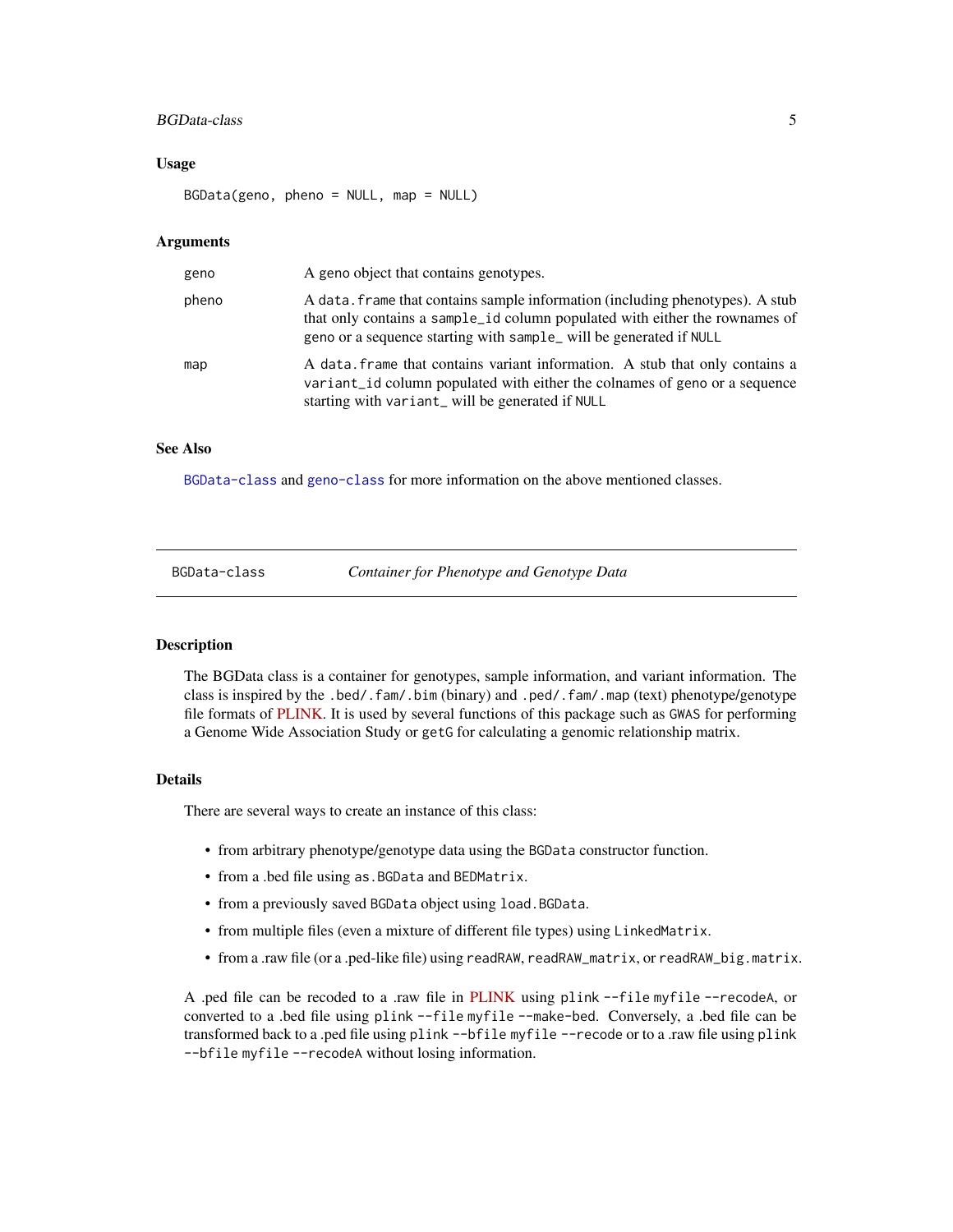### Usage

```
BGData(geno, pheno = NULL, map = NULL)
```

### Arguments

| | |
|---|---|
| geno | A geno object that contains genotypes. |
| pheno | A `data.frame` that contains sample information (including phenotypes). A stub that only contains a `sample_id` column populated with either the rownames of `geno` or a sequence starting with `sample_` will be generated if `NULL` |
| map | A `data.frame` that contains variant information. A stub that only contains a `variant_id` column populated with either the colnames of `geno` or a sequence starting with `variant_` will be generated if `NULL` |

### See Also

`BGData-class` and `geno-class` for more information on the above mentioned classes.

---

## BGData-class &nbsp;&nbsp;&nbsp; *Container for Phenotype and Genotype Data*

### Description

The BGData class is a container for genotypes, sample information, and variant information. The class is inspired by the `.bed/.fam/.bim` (binary) and `.ped/.fam/.map` (text) phenotype/genotype file formats of PLINK. It is used by several functions of this package such as `GWAS` for performing a Genome Wide Association Study or `getG` for calculating a genomic relationship matrix.

### Details

There are several ways to create an instance of this class:

- from arbitrary phenotype/genotype data using the `BGData` constructor function.
- from a .bed file using `as.BGData` and `BEDMatrix`.
- from a previously saved `BGData` object using `load.BGData`.
- from multiple files (even a mixture of different file types) using `LinkedMatrix`.
- from a .raw file (or a .ped-like file) using `readRAW`, `readRAW_matrix`, or `readRAW_big.matrix`.

A .ped file can be recoded to a .raw file in PLINK using `plink --file myfile --recodeA`, or converted to a .bed file using `plink --file myfile --make-bed`. Conversely, a .bed file can be transformed back to a .ped file using `plink --bfile myfile --recode` or to a .raw file using `plink --bfile myfile --recodeA` without losing information.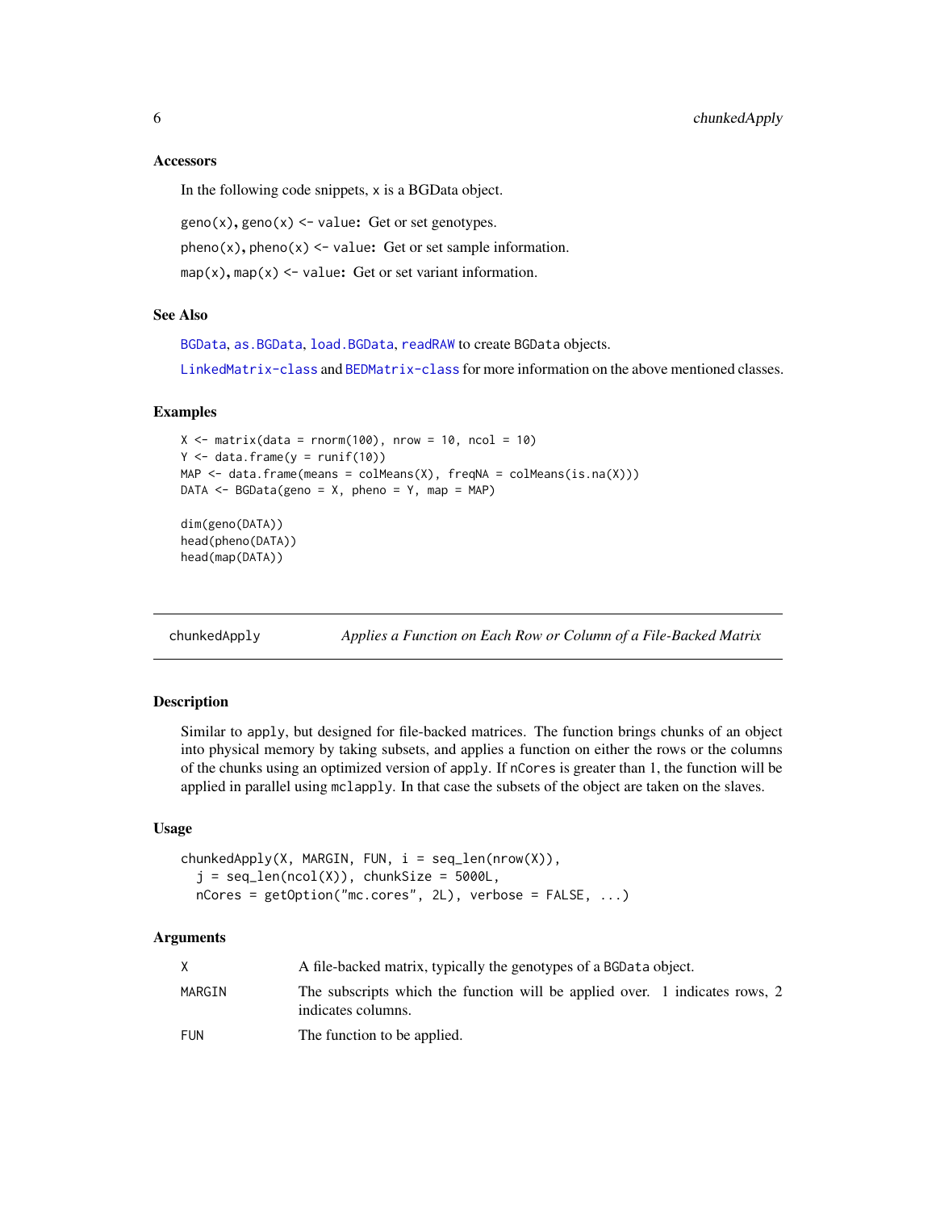### Accessors

In the following code snippets, x is a BGData object.

`geno(x)`, `geno(x) <- value`: Get or set genotypes.

`pheno(x)`, `pheno(x) <- value`: Get or set sample information.

`map(x)`, `map(x) <- value`: Get or set variant information.

### See Also

BGData, as.BGData, load.BGData, readRAW to create BGData objects.

LinkedMatrix-class and BEDMatrix-class for more information on the above mentioned classes.

### Examples

```
X <- matrix(data = rnorm(100), nrow = 10, ncol = 10)
Y <- data.frame(y = runif(10))
MAP <- data.frame(means = colMeans(X), freqNA = colMeans(is.na(X)))
DATA <- BGData(geno = X, pheno = Y, map = MAP)

dim(geno(DATA))
head(pheno(DATA))
head(map(DATA))
```

---

## chunkedApply — *Applies a Function on Each Row or Column of a File-Backed Matrix*

### Description

Similar to `apply`, but designed for file-backed matrices. The function brings chunks of an object into physical memory by taking subsets, and applies a function on either the rows or the columns of the chunks using an optimized version of `apply`. If `nCores` is greater than 1, the function will be applied in parallel using `mclapply`. In that case the subsets of the object are taken on the slaves.

### Usage

```
chunkedApply(X, MARGIN, FUN, i = seq_len(nrow(X)),
  j = seq_len(ncol(X)), chunkSize = 5000L,
  nCores = getOption("mc.cores", 2L), verbose = FALSE, ...)
```

### Arguments

| | |
|---|---|
| X | A file-backed matrix, typically the genotypes of a BGData object. |
| MARGIN | The subscripts which the function will be applied over. 1 indicates rows, 2 indicates columns. |
| FUN | The function to be applied. |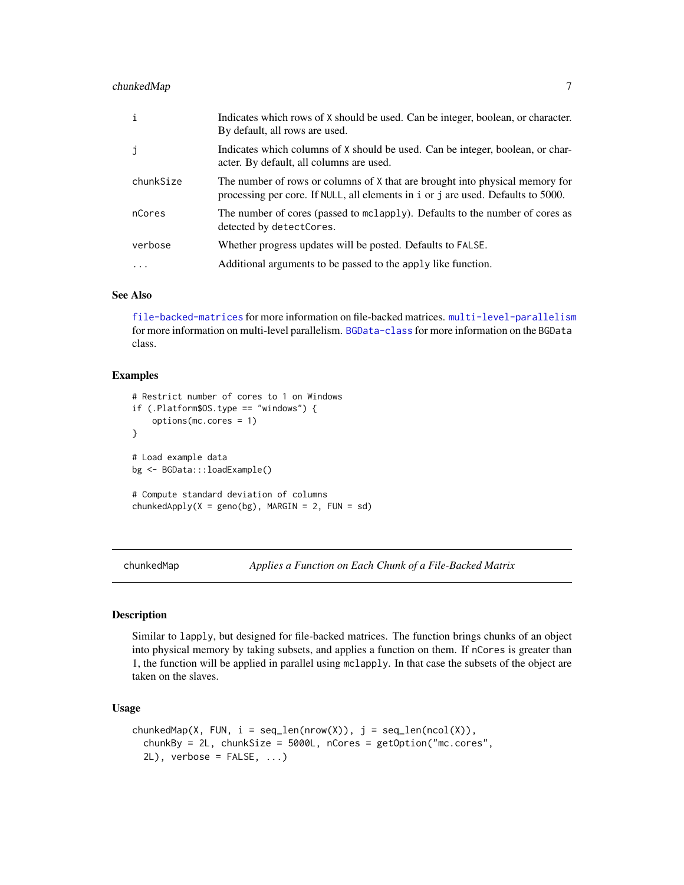| | |
|---|---|
| `i` | Indicates which rows of `X` should be used. Can be integer, boolean, or character. By default, all rows are used. |
| `j` | Indicates which columns of `X` should be used. Can be integer, boolean, or character. By default, all columns are used. |
| `chunkSize` | The number of rows or columns of `X` that are brought into physical memory for processing per core. If `NULL`, all elements in `i` or `j` are used. Defaults to 5000. |
| `nCores` | The number of cores (passed to `mclapply`). Defaults to the number of cores as detected by `detectCores`. |
| `verbose` | Whether progress updates will be posted. Defaults to `FALSE`. |
| `...` | Additional arguments to be passed to the `apply` like function. |

### See Also

`file-backed-matrices` for more information on file-backed matrices. `multi-level-parallelism` for more information on multi-level parallelism. `BGData-class` for more information on the `BGData` class.

### Examples

```
# Restrict number of cores to 1 on Windows
if (.Platform$OS.type == "windows") {
    options(mc.cores = 1)
}

# Load example data
bg <- BGData:::loadExample()

# Compute standard deviation of columns
chunkedApply(X = geno(bg), MARGIN = 2, FUN = sd)
```

---

## chunkedMap — *Applies a Function on Each Chunk of a File-Backed Matrix*

### Description

Similar to `lapply`, but designed for file-backed matrices. The function brings chunks of an object into physical memory by taking subsets, and applies a function on them. If `nCores` is greater than 1, the function will be applied in parallel using `mclapply`. In that case the subsets of the object are taken on the slaves.

### Usage

```
chunkedMap(X, FUN, i = seq_len(nrow(X)), j = seq_len(ncol(X)),
  chunkBy = 2L, chunkSize = 5000L, nCores = getOption("mc.cores",
  2L), verbose = FALSE, ...)
```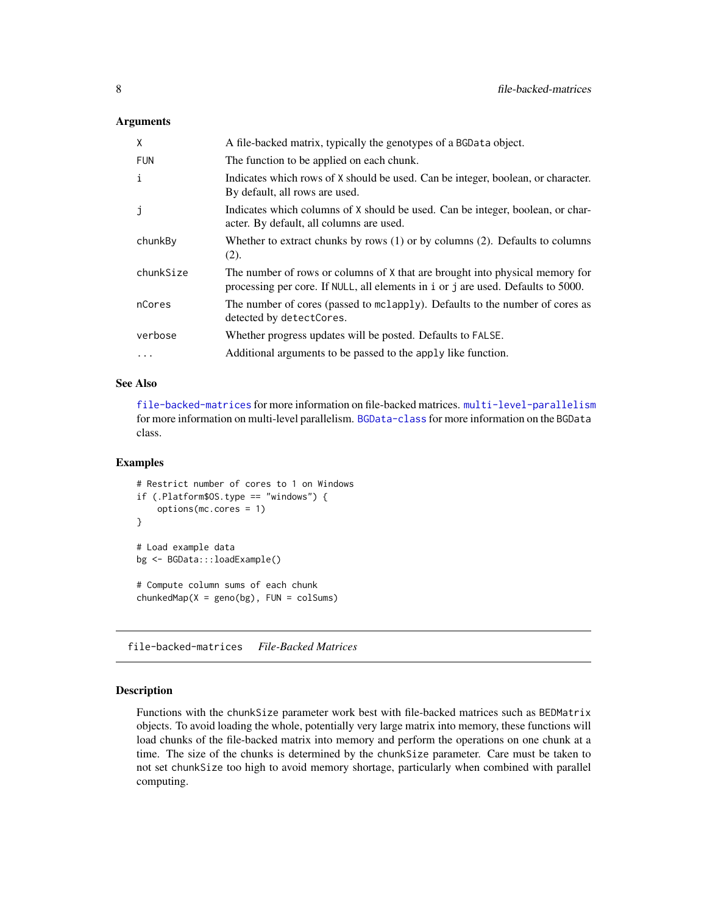### Arguments

| | |
|---|---|
| `X` | A file-backed matrix, typically the genotypes of a `BGData` object. |
| `FUN` | The function to be applied on each chunk. |
| `i` | Indicates which rows of `X` should be used. Can be integer, boolean, or character. By default, all rows are used. |
| `j` | Indicates which columns of `X` should be used. Can be integer, boolean, or character. By default, all columns are used. |
| `chunkBy` | Whether to extract chunks by rows (1) or by columns (2). Defaults to columns (2). |
| `chunkSize` | The number of rows or columns of `X` that are brought into physical memory for processing per core. If `NULL`, all elements in `i` or `j` are used. Defaults to 5000. |
| `nCores` | The number of cores (passed to `mclapply`). Defaults to the number of cores as detected by `detectCores`. |
| `verbose` | Whether progress updates will be posted. Defaults to `FALSE`. |
| `...` | Additional arguments to be passed to the `apply` like function. |

### See Also

`file-backed-matrices` for more information on file-backed matrices. `multi-level-parallelism` for more information on multi-level parallelism. `BGData-class` for more information on the `BGData` class.

### Examples

```
# Restrict number of cores to 1 on Windows
if (.Platform$OS.type == "windows") {
    options(mc.cores = 1)
}

# Load example data
bg <- BGData:::loadExample()

# Compute column sums of each chunk
chunkedMap(X = geno(bg), FUN = colSums)
```

---

## `file-backed-matrices` *File-Backed Matrices*

### Description

Functions with the `chunkSize` parameter work best with file-backed matrices such as `BEDMatrix` objects. To avoid loading the whole, potentially very large matrix into memory, these functions will load chunks of the file-backed matrix into memory and perform the operations on one chunk at a time. The size of the chunks is determined by the `chunkSize` parameter. Care must be taken to not set `chunkSize` too high to avoid memory shortage, particularly when combined with parallel computing.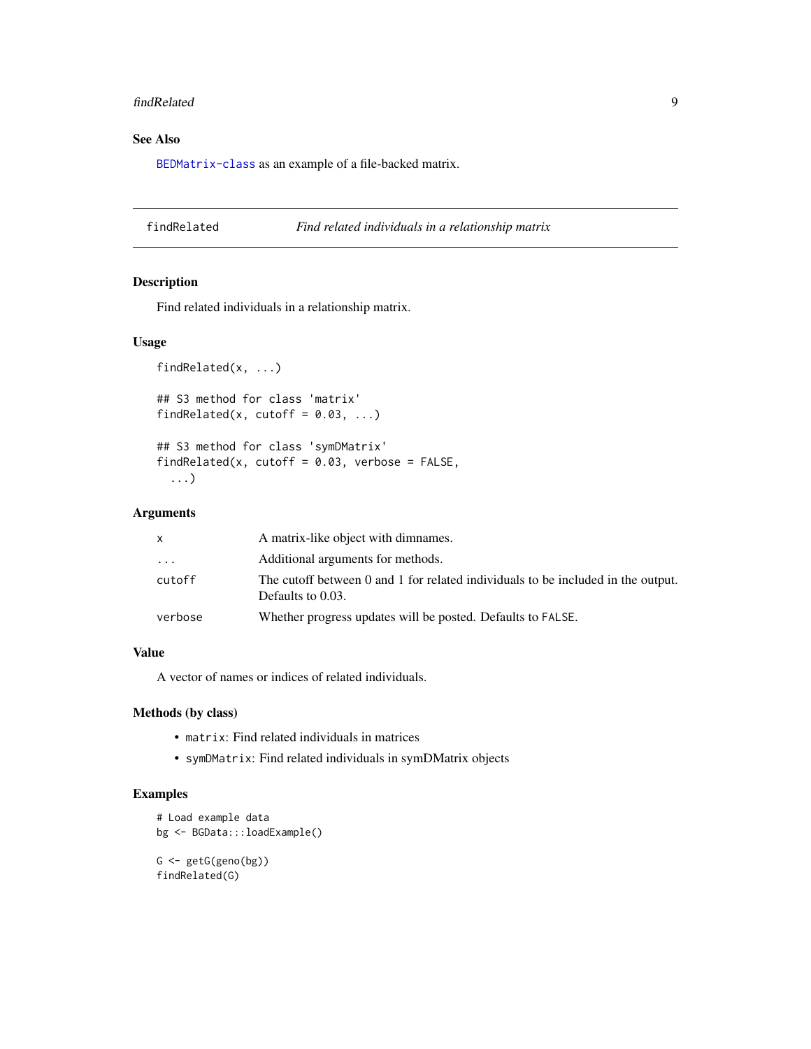### See Also

`BEDMatrix-class` as an example of a file-backed matrix.

---

## findRelated — *Find related individuals in a relationship matrix*

### Description

Find related individuals in a relationship matrix.

### Usage

```
findRelated(x, ...)

## S3 method for class 'matrix'
findRelated(x, cutoff = 0.03, ...)

## S3 method for class 'symDMatrix'
findRelated(x, cutoff = 0.03, verbose = FALSE,
  ...)
```

### Arguments

| | |
|---|---|
| `x` | A matrix-like object with dimnames. |
| `...` | Additional arguments for methods. |
| `cutoff` | The cutoff between 0 and 1 for related individuals to be included in the output. Defaults to 0.03. |
| `verbose` | Whether progress updates will be posted. Defaults to `FALSE`. |

### Value

A vector of names or indices of related individuals.

### Methods (by class)

- `matrix`: Find related individuals in matrices
- `symDMatrix`: Find related individuals in symDMatrix objects

### Examples

```
# Load example data
bg <- BGData:::loadExample()

G <- getG(geno(bg))
findRelated(G)
```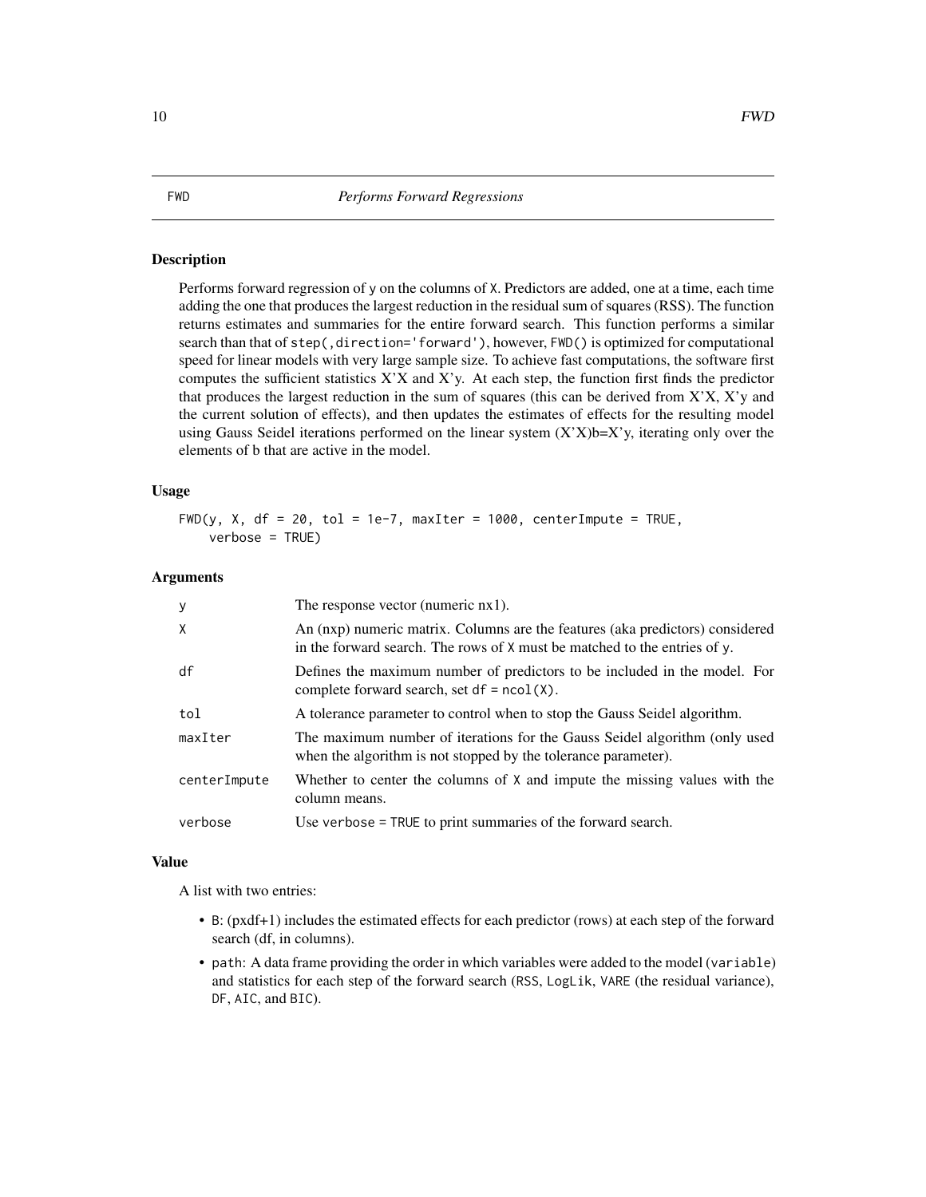# FWD — *Performs Forward Regressions*

## Description

Performs forward regression of y on the columns of X. Predictors are added, one at a time, each time adding the one that produces the largest reduction in the residual sum of squares (RSS). The function returns estimates and summaries for the entire forward search. This function performs a similar search than that of `step(,direction='forward')`, however, `FWD()` is optimized for computational speed for linear models with very large sample size. To achieve fast computations, the software first computes the sufficient statistics X'X and X'y. At each step, the function first finds the predictor that produces the largest reduction in the sum of squares (this can be derived from X'X, X'y and the current solution of effects), and then updates the estimates of effects for the resulting model using Gauss Seidel iterations performed on the linear system (X'X)b=X'y, iterating only over the elements of b that are active in the model.

## Usage

```
FWD(y, X, df = 20, tol = 1e-7, maxIter = 1000, centerImpute = TRUE,
    verbose = TRUE)
```

## Arguments

| | |
|---|---|
| `y` | The response vector (numeric nx1). |
| `X` | An (nxp) numeric matrix. Columns are the features (aka predictors) considered in the forward search. The rows of X must be matched to the entries of y. |
| `df` | Defines the maximum number of predictors to be included in the model. For complete forward search, set `df = ncol(X)`. |
| `tol` | A tolerance parameter to control when to stop the Gauss Seidel algorithm. |
| `maxIter` | The maximum number of iterations for the Gauss Seidel algorithm (only used when the algorithm is not stopped by the tolerance parameter). |
| `centerImpute` | Whether to center the columns of X and impute the missing values with the column means. |
| `verbose` | Use `verbose = TRUE` to print summaries of the forward search. |

## Value

A list with two entries:

- `B`: (pxdf+1) includes the estimated effects for each predictor (rows) at each step of the forward search (df, in columns).
- `path`: A data frame providing the order in which variables were added to the model (`variable`) and statistics for each step of the forward search (`RSS`, `LogLik`, `VARE` (the residual variance), `DF`, `AIC`, and `BIC`).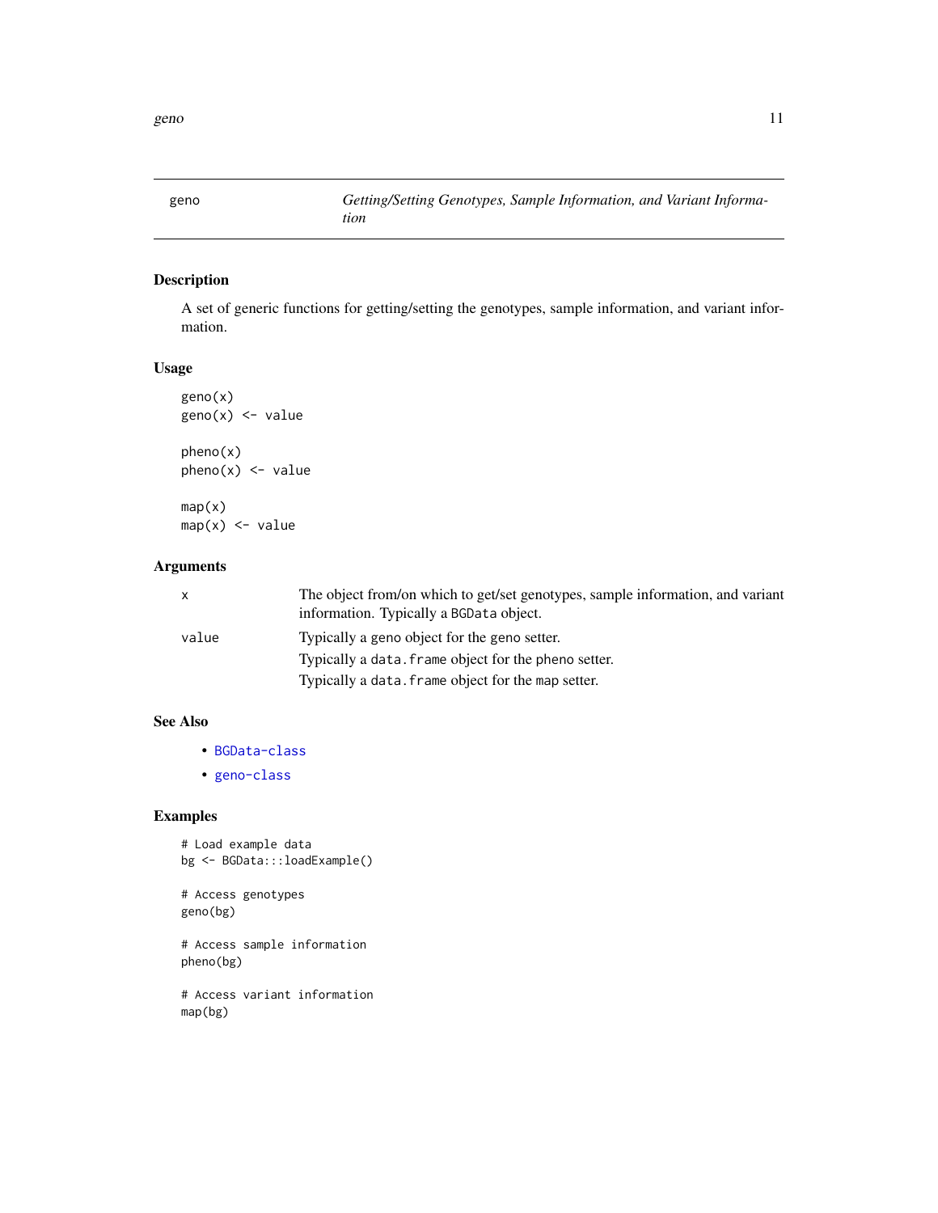# geno — *Getting/Setting Genotypes, Sample Information, and Variant Information*

## Description

A set of generic functions for getting/setting the genotypes, sample information, and variant information.

## Usage

```
geno(x)
geno(x) <- value

pheno(x)
pheno(x) <- value

map(x)
map(x) <- value
```

## Arguments

| | |
|---|---|
| `x` | The object from/on which to get/set genotypes, sample information, and variant information. Typically a `BGData` object. |
| `value` | Typically a geno object for the `geno` setter. Typically a `data.frame` object for the `pheno` setter. Typically a `data.frame` object for the `map` setter. |

## See Also

- `BGData-class`
- `geno-class`

## Examples

```
# Load example data
bg <- BGData:::loadExample()

# Access genotypes
geno(bg)

# Access sample information
pheno(bg)

# Access variant information
map(bg)
```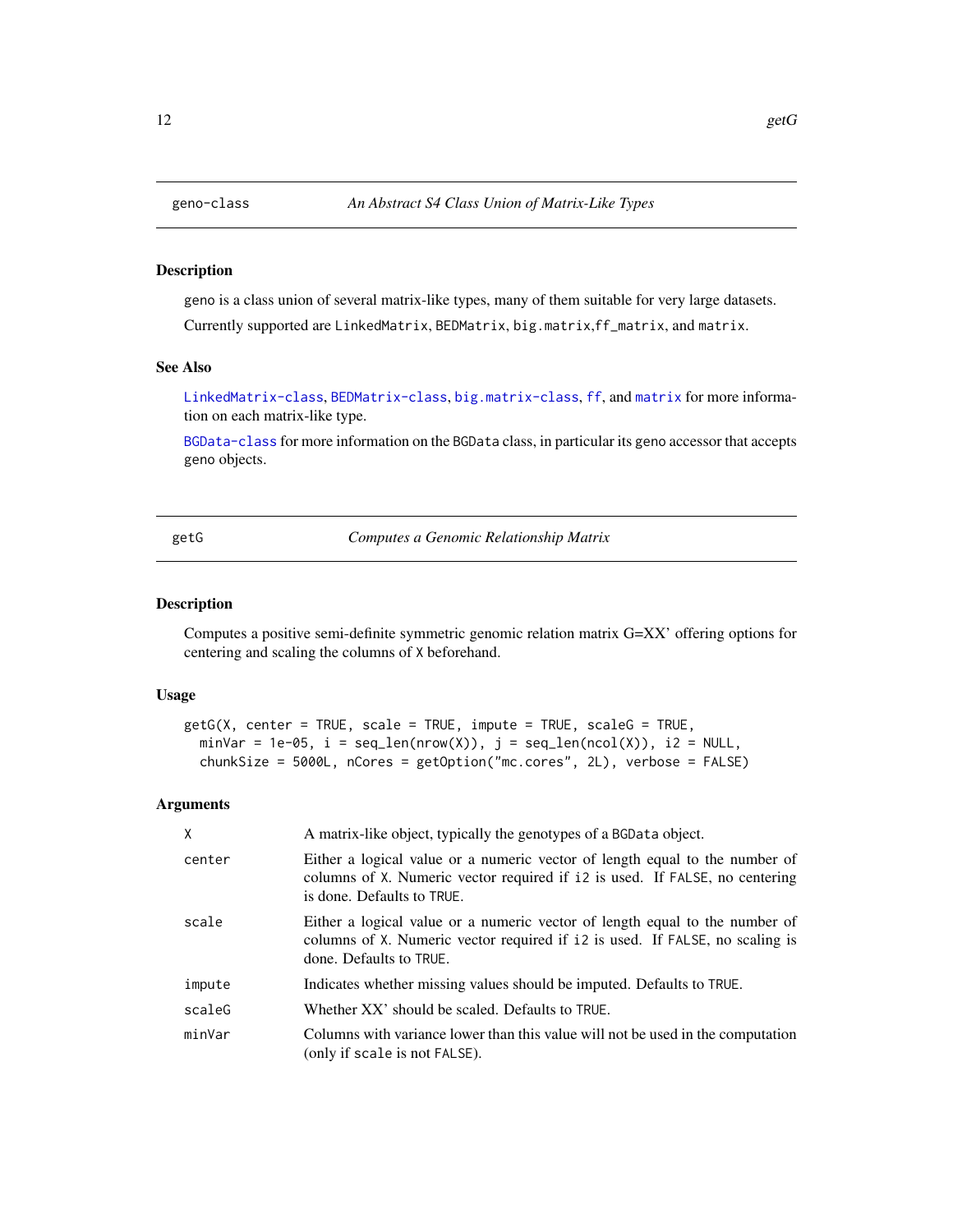## geno-class — *An Abstract S4 Class Union of Matrix-Like Types*

### Description

geno is a class union of several matrix-like types, many of them suitable for very large datasets.

Currently supported are `LinkedMatrix`, `BEDMatrix`, `big.matrix`,`ff_matrix`, and `matrix`.

### See Also

`LinkedMatrix-class`, `BEDMatrix-class`, `big.matrix-class`, `ff`, and `matrix` for more information on each matrix-like type.

`BGData-class` for more information on the `BGData` class, in particular its `geno` accessor that accepts `geno` objects.

## getG — *Computes a Genomic Relationship Matrix*

### Description

Computes a positive semi-definite symmetric genomic relation matrix G=XX' offering options for centering and scaling the columns of `X` beforehand.

### Usage

```
getG(X, center = TRUE, scale = TRUE, impute = TRUE, scaleG = TRUE,
  minVar = 1e-05, i = seq_len(nrow(X)), j = seq_len(ncol(X)), i2 = NULL,
  chunkSize = 5000L, nCores = getOption("mc.cores", 2L), verbose = FALSE)
```

### Arguments

| | |
|---|---|
| `X` | A matrix-like object, typically the genotypes of a `BGData` object. |
| `center` | Either a logical value or a numeric vector of length equal to the number of columns of `X`. Numeric vector required if `i2` is used. If `FALSE`, no centering is done. Defaults to `TRUE`. |
| `scale` | Either a logical value or a numeric vector of length equal to the number of columns of `X`. Numeric vector required if `i2` is used. If `FALSE`, no scaling is done. Defaults to `TRUE`. |
| `impute` | Indicates whether missing values should be imputed. Defaults to `TRUE`. |
| `scaleG` | Whether XX' should be scaled. Defaults to `TRUE`. |
| `minVar` | Columns with variance lower than this value will not be used in the computation (only if `scale` is not `FALSE`). |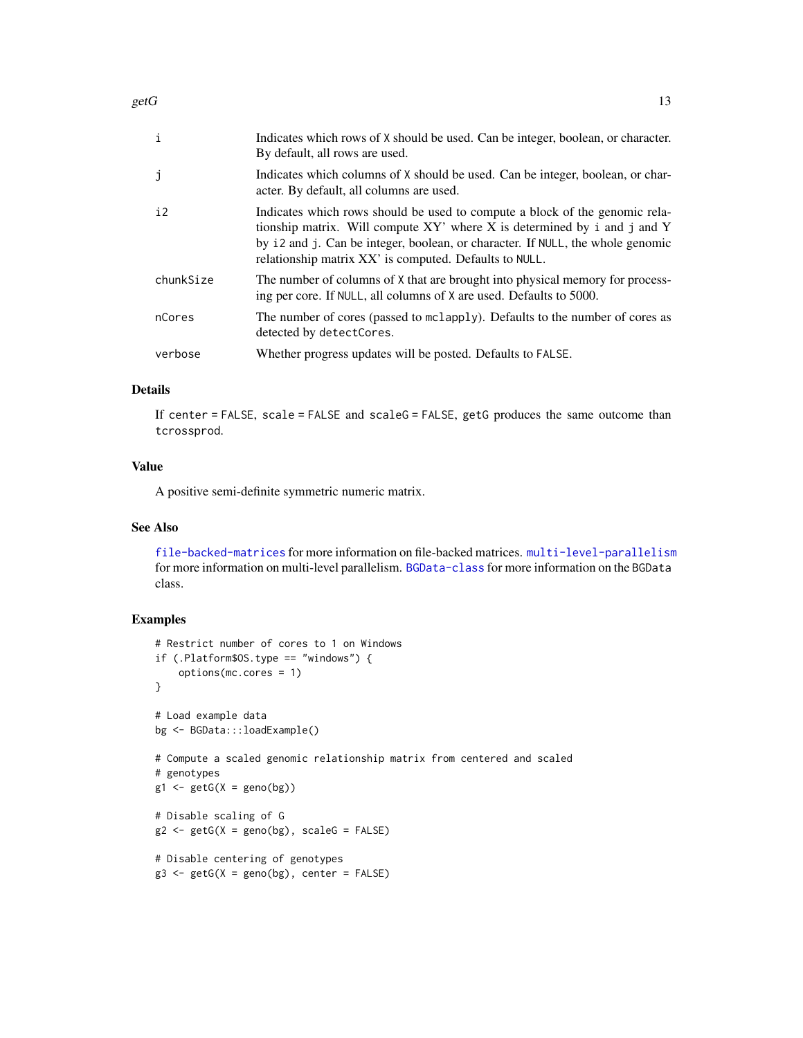| | |
|---|---|
| i | Indicates which rows of X should be used. Can be integer, boolean, or character. By default, all rows are used. |
| j | Indicates which columns of X should be used. Can be integer, boolean, or character. By default, all columns are used. |
| i2 | Indicates which rows should be used to compute a block of the genomic relationship matrix. Will compute XY' where X is determined by i and j and Y by i2 and j. Can be integer, boolean, or character. If NULL, the whole genomic relationship matrix XX' is computed. Defaults to NULL. |
| chunkSize | The number of columns of X that are brought into physical memory for processing per core. If NULL, all columns of X are used. Defaults to 5000. |
| nCores | The number of cores (passed to mclapply). Defaults to the number of cores as detected by detectCores. |
| verbose | Whether progress updates will be posted. Defaults to FALSE. |

## Details

If center = FALSE, scale = FALSE and scaleG = FALSE, getG produces the same outcome than tcrossprod.

## Value

A positive semi-definite symmetric numeric matrix.

## See Also

file-backed-matrices for more information on file-backed matrices. multi-level-parallelism for more information on multi-level parallelism. BGData-class for more information on the BGData class.

## Examples

```
# Restrict number of cores to 1 on Windows
if (.Platform$OS.type == "windows") {
    options(mc.cores = 1)
}

# Load example data
bg <- BGData:::loadExample()

# Compute a scaled genomic relationship matrix from centered and scaled
# genotypes
g1 <- getG(X = geno(bg))

# Disable scaling of G
g2 <- getG(X = geno(bg), scaleG = FALSE)

# Disable centering of genotypes
g3 <- getG(X = geno(bg), center = FALSE)
```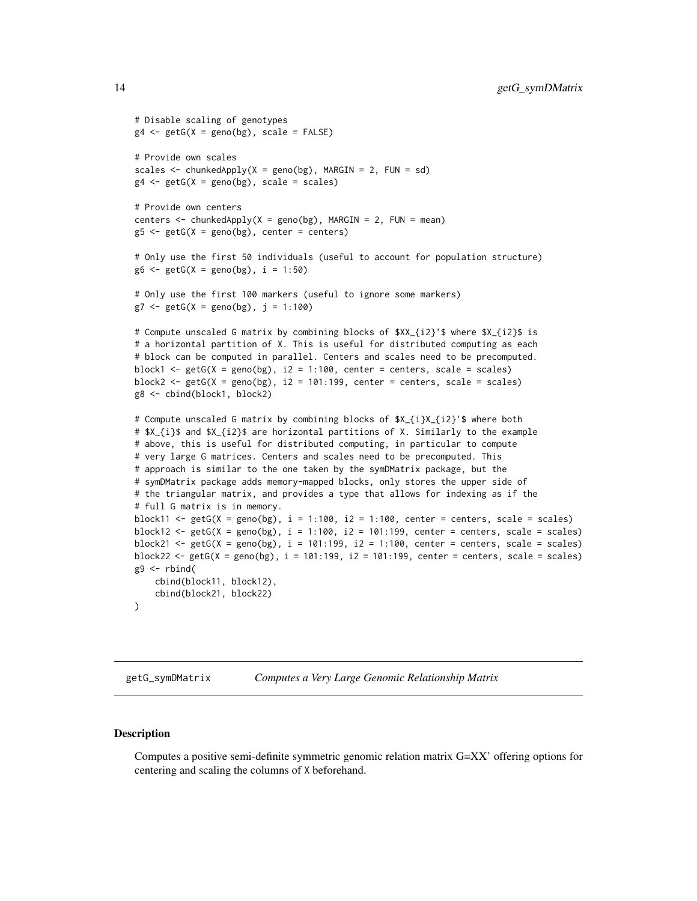```
# Disable scaling of genotypes
g4 <- getG(X = geno(bg), scale = FALSE)

# Provide own scales
scales <- chunkedApply(X = geno(bg), MARGIN = 2, FUN = sd)
g4 <- getG(X = geno(bg), scale = scales)

# Provide own centers
centers <- chunkedApply(X = geno(bg), MARGIN = 2, FUN = mean)
g5 <- getG(X = geno(bg), center = centers)

# Only use the first 50 individuals (useful to account for population structure)
g6 <- getG(X = geno(bg), i = 1:50)

# Only use the first 100 markers (useful to ignore some markers)
g7 <- getG(X = geno(bg), j = 1:100)

# Compute unscaled G matrix by combining blocks of $XX_{i2}'$ where $X_{i2}$ is
# a horizontal partition of X. This is useful for distributed computing as each
# block can be computed in parallel. Centers and scales need to be precomputed.
block1 <- getG(X = geno(bg), i2 = 1:100, center = centers, scale = scales)
block2 <- getG(X = geno(bg), i2 = 101:199, center = centers, scale = scales)
g8 <- cbind(block1, block2)

# Compute unscaled G matrix by combining blocks of $X_{i}X_{i2}'$ where both
# $X_{i}$ and $X_{i2}$ are horizontal partitions of X. Similarly to the example
# above, this is useful for distributed computing, in particular to compute
# very large G matrices. Centers and scales need to be precomputed. This
# approach is similar to the one taken by the symDMatrix package, but the
# symDMatrix package adds memory-mapped blocks, only stores the upper side of
# the triangular matrix, and provides a type that allows for indexing as if the
# full G matrix is in memory.
block11 <- getG(X = geno(bg), i = 1:100, i2 = 1:100, center = centers, scale = scales)
block12 <- getG(X = geno(bg), i = 1:100, i2 = 101:199, center = centers, scale = scales)
block21 <- getG(X = geno(bg), i = 101:199, i2 = 1:100, center = centers, scale = scales)
block22 <- getG(X = geno(bg), i = 101:199, i2 = 101:199, center = centers, scale = scales)
g9 <- rbind(
    cbind(block11, block12),
    cbind(block21, block22)
)
```

## getG_symDMatrix — *Computes a Very Large Genomic Relationship Matrix*

### Description

Computes a positive semi-definite symmetric genomic relation matrix G=XX' offering options for centering and scaling the columns of `X` beforehand.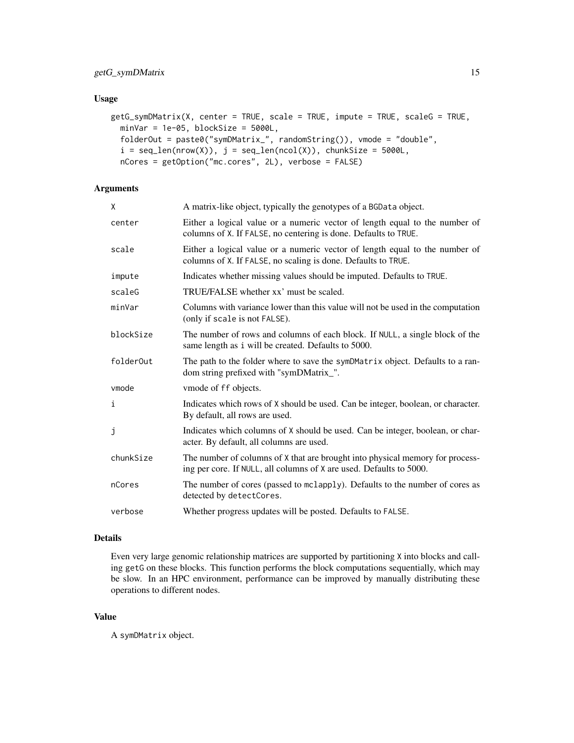## Usage

```
getG_symDMatrix(X, center = TRUE, scale = TRUE, impute = TRUE, scaleG = TRUE,
  minVar = 1e-05, blockSize = 5000L,
  folderOut = paste0("symDMatrix_", randomString()), vmode = "double",
  i = seq_len(nrow(X)), j = seq_len(ncol(X)), chunkSize = 5000L,
  nCores = getOption("mc.cores", 2L), verbose = FALSE)
```

## Arguments

| | |
|---|---|
| `X` | A matrix-like object, typically the genotypes of a `BGData` object. |
| `center` | Either a logical value or a numeric vector of length equal to the number of columns of `X`. If `FALSE`, no centering is done. Defaults to `TRUE`. |
| `scale` | Either a logical value or a numeric vector of length equal to the number of columns of `X`. If `FALSE`, no scaling is done. Defaults to `TRUE`. |
| `impute` | Indicates whether missing values should be imputed. Defaults to `TRUE`. |
| `scaleG` | TRUE/FALSE whether xx' must be scaled. |
| `minVar` | Columns with variance lower than this value will not be used in the computation (only if `scale` is not `FALSE`). |
| `blockSize` | The number of rows and columns of each block. If `NULL`, a single block of the same length as `i` will be created. Defaults to 5000. |
| `folderOut` | The path to the folder where to save the `symDMatrix` object. Defaults to a random string prefixed with "symDMatrix_". |
| `vmode` | vmode of `ff` objects. |
| `i` | Indicates which rows of `X` should be used. Can be integer, boolean, or character. By default, all rows are used. |
| `j` | Indicates which columns of `X` should be used. Can be integer, boolean, or character. By default, all columns are used. |
| `chunkSize` | The number of columns of `X` that are brought into physical memory for processing per core. If `NULL`, all columns of `X` are used. Defaults to 5000. |
| `nCores` | The number of cores (passed to `mclapply`). Defaults to the number of cores as detected by `detectCores`. |
| `verbose` | Whether progress updates will be posted. Defaults to `FALSE`. |

## Details

Even very large genomic relationship matrices are supported by partitioning `X` into blocks and calling `getG` on these blocks. This function performs the block computations sequentially, which may be slow. In an HPC environment, performance can be improved by manually distributing these operations to different nodes.

## Value

A `symDMatrix` object.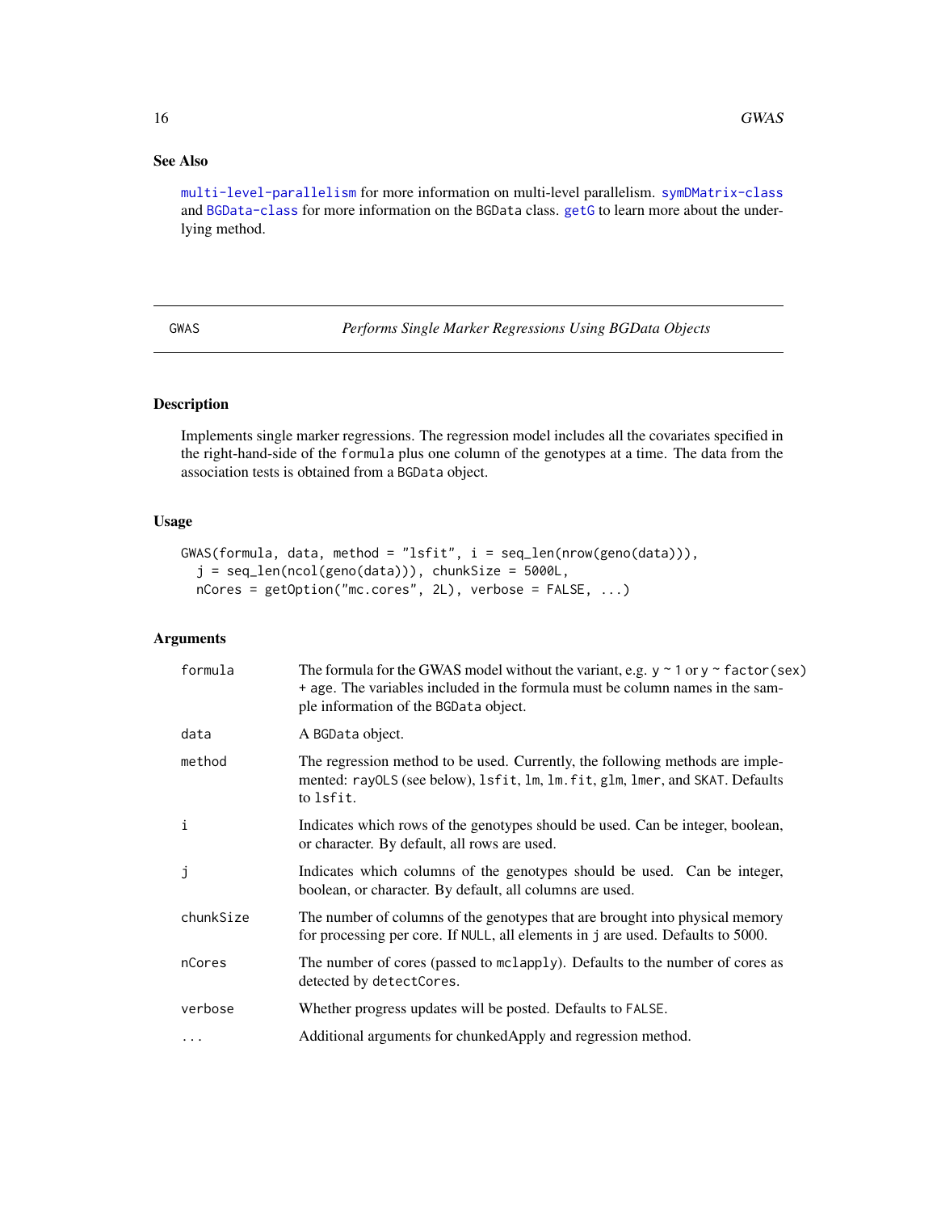## See Also

`multi-level-parallelism` for more information on multi-level parallelism. `symDMatrix-class` and `BGData-class` for more information on the `BGData` class. `getG` to learn more about the underlying method.

---

# GWAS — *Performs Single Marker Regressions Using BGData Objects*

---

## Description

Implements single marker regressions. The regression model includes all the covariates specified in the right-hand-side of the `formula` plus one column of the genotypes at a time. The data from the association tests is obtained from a `BGData` object.

## Usage

```
GWAS(formula, data, method = "lsfit", i = seq_len(nrow(geno(data))),
  j = seq_len(ncol(geno(data))), chunkSize = 5000L,
  nCores = getOption("mc.cores", 2L), verbose = FALSE, ...)
```

## Arguments

| | |
|---|---|
| `formula` | The formula for the GWAS model without the variant, e.g. `y ~ 1` or `y ~ factor(sex) + age`. The variables included in the formula must be column names in the sample information of the `BGData` object. |
| `data` | A `BGData` object. |
| `method` | The regression method to be used. Currently, the following methods are implemented: `rayOLS` (see below), `lsfit`, `lm`, `lm.fit`, `glm`, `lmer`, and `SKAT`. Defaults to `lsfit`. |
| `i` | Indicates which rows of the genotypes should be used. Can be integer, boolean, or character. By default, all rows are used. |
| `j` | Indicates which columns of the genotypes should be used. Can be integer, boolean, or character. By default, all columns are used. |
| `chunkSize` | The number of columns of the genotypes that are brought into physical memory for processing per core. If `NULL`, all elements in `j` are used. Defaults to 5000. |
| `nCores` | The number of cores (passed to `mclapply`). Defaults to the number of cores as detected by `detectCores`. |
| `verbose` | Whether progress updates will be posted. Defaults to `FALSE`. |
| `...` | Additional arguments for chunkedApply and regression method. |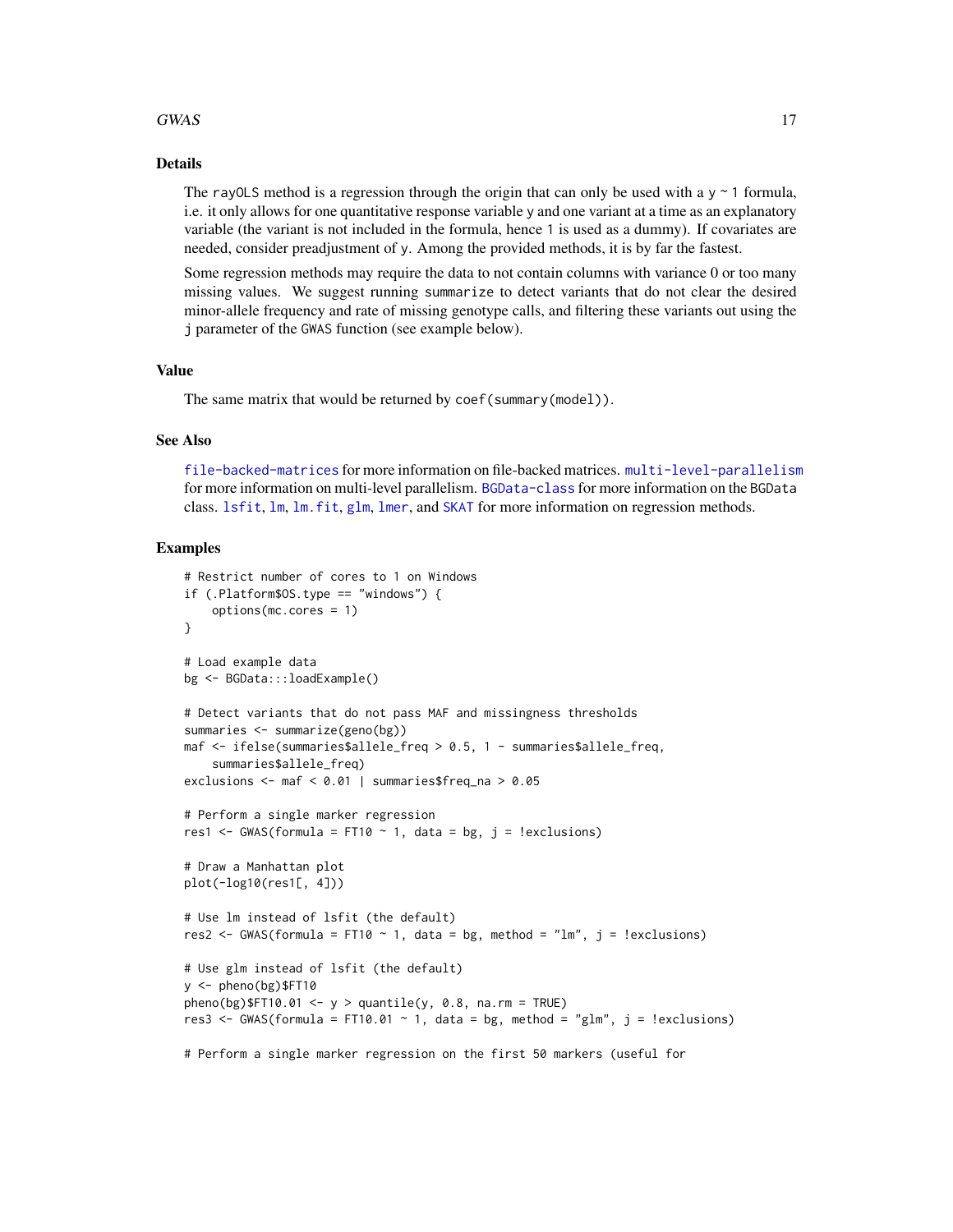## Details

The `rayOLS` method is a regression through the origin that can only be used with a `y ~ 1` formula, i.e. it only allows for one quantitative response variable `y` and one variant at a time as an explanatory variable (the variant is not included in the formula, hence `1` is used as a dummy). If covariates are needed, consider preadjustment of `y`. Among the provided methods, it is by far the fastest.

Some regression methods may require the data to not contain columns with variance 0 or too many missing values. We suggest running `summarize` to detect variants that do not clear the desired minor-allele frequency and rate of missing genotype calls, and filtering these variants out using the `j` parameter of the `GWAS` function (see example below).

## Value

The same matrix that would be returned by `coef(summary(model))`.

## See Also

`file-backed-matrices` for more information on file-backed matrices. `multi-level-parallelism` for more information on multi-level parallelism. `BGData-class` for more information on the `BGData` class. `lsfit`, `lm`, `lm.fit`, `glm`, `lmer`, and `SKAT` for more information on regression methods.

## Examples

```
# Restrict number of cores to 1 on Windows
if (.Platform$OS.type == "windows") {
    options(mc.cores = 1)
}

# Load example data
bg <- BGData:::loadExample()

# Detect variants that do not pass MAF and missingness thresholds
summaries <- summarize(geno(bg))
maf <- ifelse(summaries$allele_freq > 0.5, 1 - summaries$allele_freq,
    summaries$allele_freq)
exclusions <- maf < 0.01 | summaries$freq_na > 0.05

# Perform a single marker regression
res1 <- GWAS(formula = FT10 ~ 1, data = bg, j = !exclusions)

# Draw a Manhattan plot
plot(-log10(res1[, 4]))

# Use lm instead of lsfit (the default)
res2 <- GWAS(formula = FT10 ~ 1, data = bg, method = "lm", j = !exclusions)

# Use glm instead of lsfit (the default)
y <- pheno(bg)$FT10
pheno(bg)$FT10.01 <- y > quantile(y, 0.8, na.rm = TRUE)
res3 <- GWAS(formula = FT10.01 ~ 1, data = bg, method = "glm", j = !exclusions)

# Perform a single marker regression on the first 50 markers (useful for
```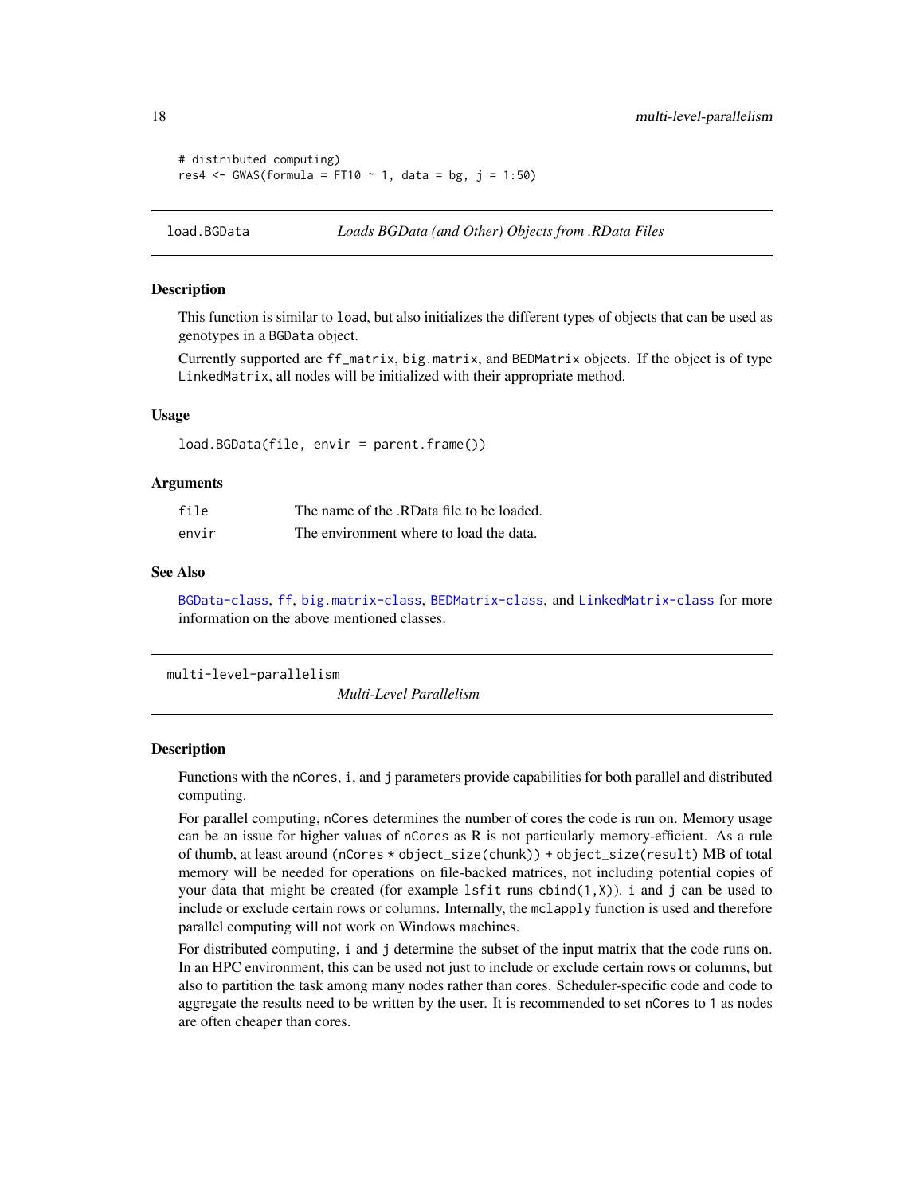```
# distributed computing)
res4 <- GWAS(formula = FT10 ~ 1, data = bg, j = 1:50)
```

## load.BGData — *Loads BGData (and Other) Objects from .RData Files*

### Description

This function is similar to load, but also initializes the different types of objects that can be used as genotypes in a BGData object.

Currently supported are ff_matrix, big.matrix, and BEDMatrix objects. If the object is of type LinkedMatrix, all nodes will be initialized with their appropriate method.

### Usage

```
load.BGData(file, envir = parent.frame())
```

### Arguments

| | |
|---|---|
| file | The name of the .RData file to be loaded. |
| envir | The environment where to load the data. |

### See Also

BGData-class, ff, big.matrix-class, BEDMatrix-class, and LinkedMatrix-class for more information on the above mentioned classes.

## multi-level-parallelism — *Multi-Level Parallelism*

### Description

Functions with the nCores, i, and j parameters provide capabilities for both parallel and distributed computing.

For parallel computing, nCores determines the number of cores the code is run on. Memory usage can be an issue for higher values of nCores as R is not particularly memory-efficient. As a rule of thumb, at least around (nCores * object_size(chunk)) + object_size(result) MB of total memory will be needed for operations on file-backed matrices, not including potential copies of your data that might be created (for example lsfit runs cbind(1,X)). i and j can be used to include or exclude certain rows or columns. Internally, the mclapply function is used and therefore parallel computing will not work on Windows machines.

For distributed computing, i and j determine the subset of the input matrix that the code runs on. In an HPC environment, this can be used not just to include or exclude certain rows or columns, but also to partition the task among many nodes rather than cores. Scheduler-specific code and code to aggregate the results need to be written by the user. It is recommended to set nCores to 1 as nodes are often cheaper than cores.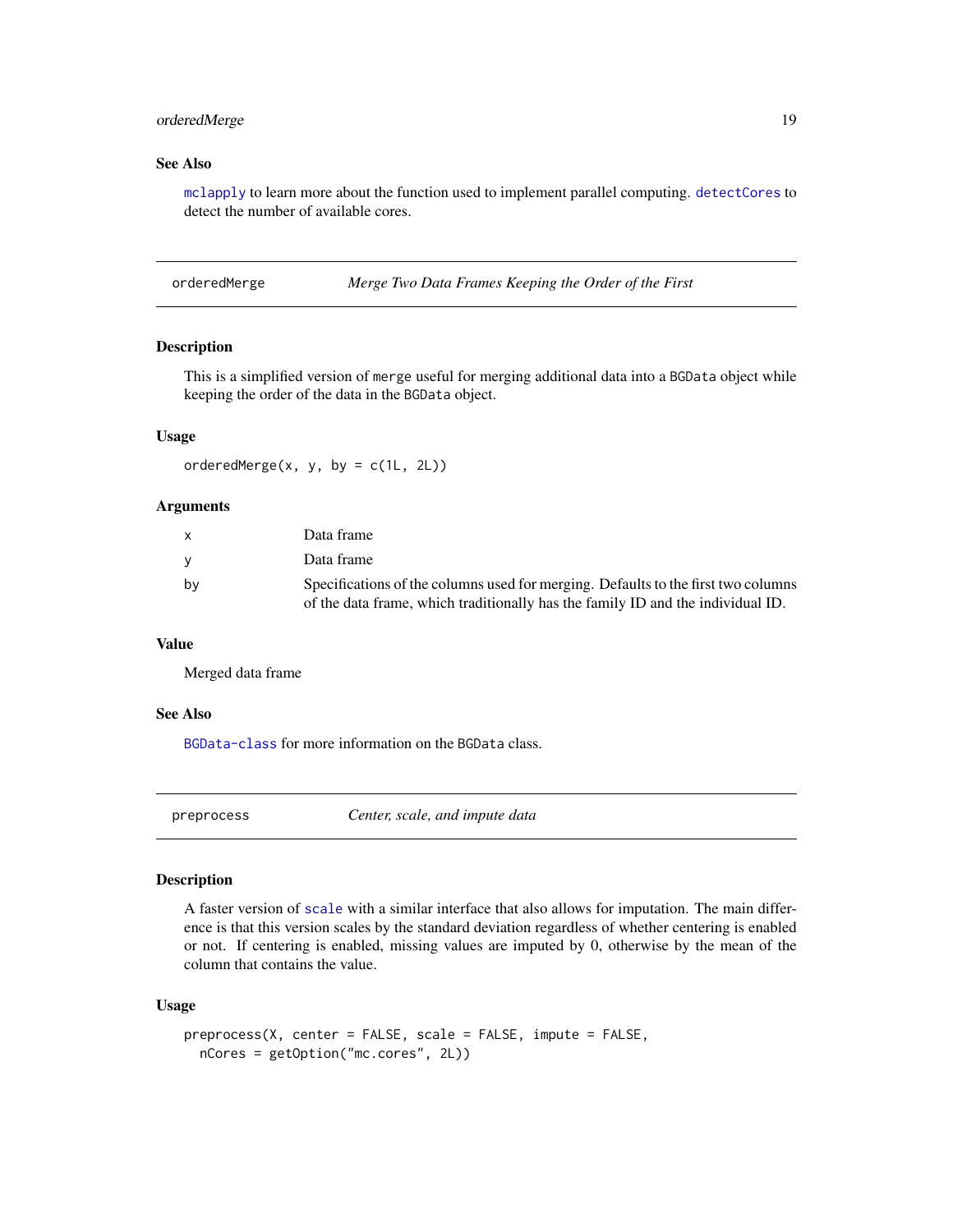### See Also

`mclapply` to learn more about the function used to implement parallel computing. `detectCores` to detect the number of available cores.

---

## orderedMerge — *Merge Two Data Frames Keeping the Order of the First*

### Description

This is a simplified version of `merge` useful for merging additional data into a `BGData` object while keeping the order of the data in the `BGData` object.

### Usage

```
orderedMerge(x, y, by = c(1L, 2L))
```

### Arguments

| | |
|---|---|
| `x` | Data frame |
| `y` | Data frame |
| `by` | Specifications of the columns used for merging. Defaults to the first two columns of the data frame, which traditionally has the family ID and the individual ID. |

### Value

Merged data frame

### See Also

`BGData-class` for more information on the `BGData` class.

---

## preprocess — *Center, scale, and impute data*

### Description

A faster version of `scale` with a similar interface that also allows for imputation. The main difference is that this version scales by the standard deviation regardless of whether centering is enabled or not. If centering is enabled, missing values are imputed by 0, otherwise by the mean of the column that contains the value.

### Usage

```
preprocess(X, center = FALSE, scale = FALSE, impute = FALSE,
  nCores = getOption("mc.cores", 2L))
```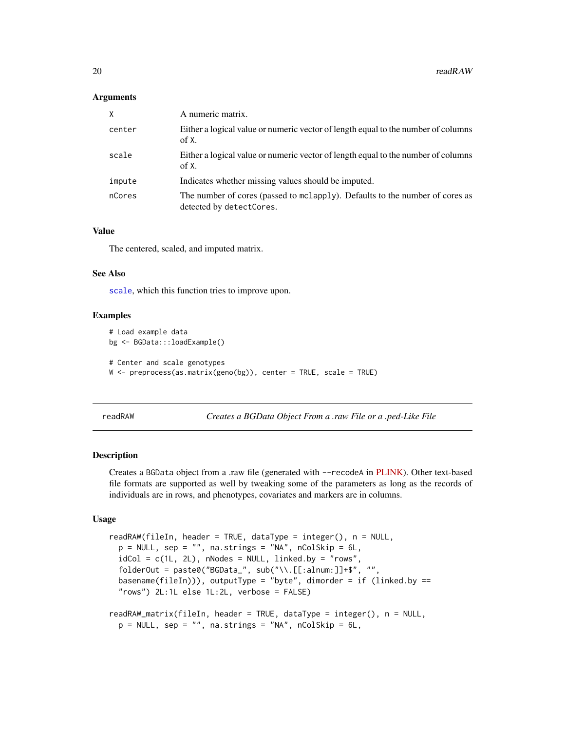### Arguments

| | |
|---|---|
| `X` | A numeric matrix. |
| `center` | Either a logical value or numeric vector of length equal to the number of columns of `X`. |
| `scale` | Either a logical value or numeric vector of length equal to the number of columns of `X`. |
| `impute` | Indicates whether missing values should be imputed. |
| `nCores` | The number of cores (passed to `mclapply`). Defaults to the number of cores as detected by `detectCores`. |

### Value

The centered, scaled, and imputed matrix.

### See Also

`scale`, which this function tries to improve upon.

### Examples

```
# Load example data
bg <- BGData:::loadExample()

# Center and scale genotypes
W <- preprocess(as.matrix(geno(bg)), center = TRUE, scale = TRUE)
```

---

## readRAW — *Creates a BGData Object From a .raw File or a .ped-Like File*

---

### Description

Creates a `BGData` object from a .raw file (generated with `--recodeA` in PLINK). Other text-based file formats are supported as well by tweaking some of the parameters as long as the records of individuals are in rows, and phenotypes, covariates and markers are in columns.

### Usage

```
readRAW(fileIn, header = TRUE, dataType = integer(), n = NULL,
  p = NULL, sep = "", na.strings = "NA", nColSkip = 6L,
  idCol = c(1L, 2L), nNodes = NULL, linked.by = "rows",
  folderOut = paste0("BGData_", sub("\\.[[:alnum:]]+$", "",
  basename(fileIn))), outputType = "byte", dimorder = if (linked.by ==
  "rows") 2L:1L else 1L:2L, verbose = FALSE)

readRAW_matrix(fileIn, header = TRUE, dataType = integer(), n = NULL,
  p = NULL, sep = "", na.strings = "NA", nColSkip = 6L,
```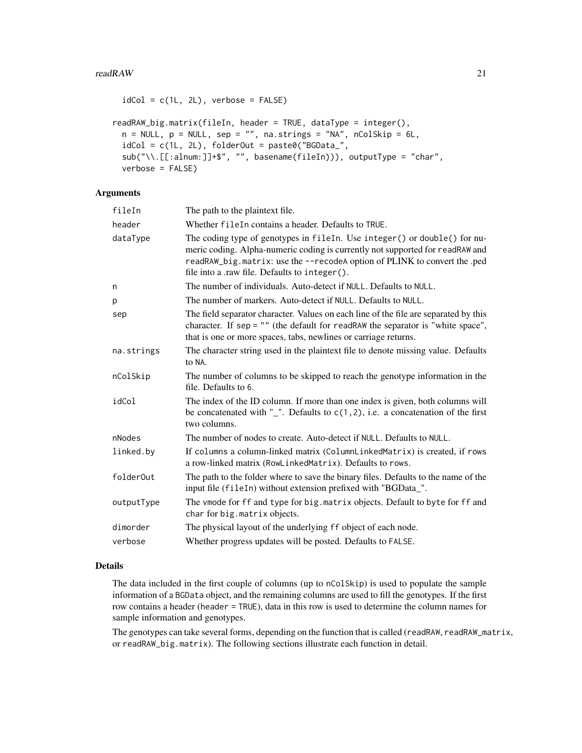```
  idCol = c(1L, 2L), verbose = FALSE)

readRAW_big.matrix(fileIn, header = TRUE, dataType = integer(),
  n = NULL, p = NULL, sep = "", na.strings = "NA", nColSkip = 6L,
  idCol = c(1L, 2L), folderOut = paste0("BGData_",
  sub("\\.[[:alnum:]]+$", "", basename(fileIn))), outputType = "char",
  verbose = FALSE)
```

## Arguments

| | |
|---|---|
| fileIn | The path to the plaintext file. |
| header | Whether fileIn contains a header. Defaults to TRUE. |
| dataType | The coding type of genotypes in fileIn. Use integer() or double() for numeric coding. Alpha-numeric coding is currently not supported for readRAW and readRAW_big.matrix: use the --recodeA option of PLINK to convert the .ped file into a .raw file. Defaults to integer(). |
| n | The number of individuals. Auto-detect if NULL. Defaults to NULL. |
| p | The number of markers. Auto-detect if NULL. Defaults to NULL. |
| sep | The field separator character. Values on each line of the file are separated by this character. If sep = "" (the default for readRAW the separator is "white space", that is one or more spaces, tabs, newlines or carriage returns. |
| na.strings | The character string used in the plaintext file to denote missing value. Defaults to NA. |
| nColSkip | The number of columns to be skipped to reach the genotype information in the file. Defaults to 6. |
| idCol | The index of the ID column. If more than one index is given, both columns will be concatenated with "_". Defaults to c(1,2), i.e. a concatenation of the first two columns. |
| nNodes | The number of nodes to create. Auto-detect if NULL. Defaults to NULL. |
| linked.by | If columns a column-linked matrix (ColumnLinkedMatrix) is created, if rows a row-linked matrix (RowLinkedMatrix). Defaults to rows. |
| folderOut | The path to the folder where to save the binary files. Defaults to the name of the input file (fileIn) without extension prefixed with "BGData_". |
| outputType | The vmode for ff and type for big.matrix objects. Default to byte for ff and char for big.matrix objects. |
| dimorder | The physical layout of the underlying ff object of each node. |
| verbose | Whether progress updates will be posted. Defaults to FALSE. |

## Details

The data included in the first couple of columns (up to nColSkip) is used to populate the sample information of a BGData object, and the remaining columns are used to fill the genotypes. If the first row contains a header (header = TRUE), data in this row is used to determine the column names for sample information and genotypes.

The genotypes can take several forms, depending on the function that is called (readRAW, readRAW_matrix, or readRAW_big.matrix). The following sections illustrate each function in detail.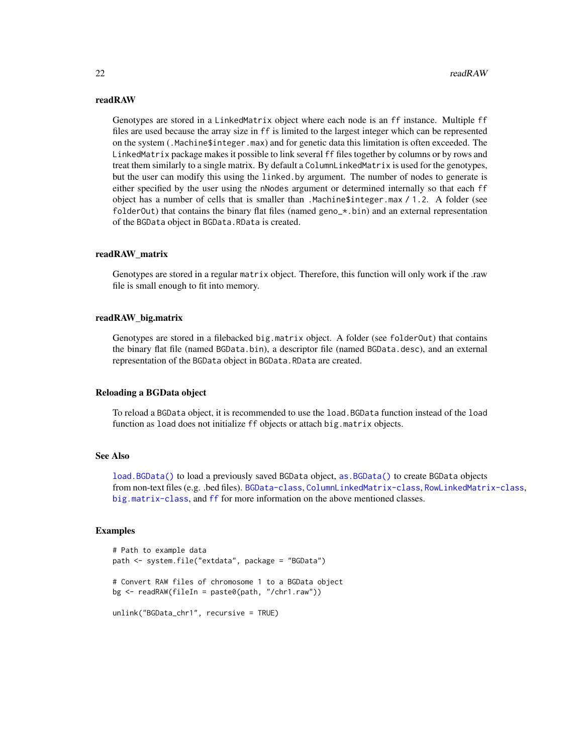### readRAW

Genotypes are stored in a `LinkedMatrix` object where each node is an `ff` instance. Multiple `ff` files are used because the array size in `ff` is limited to the largest integer which can be represented on the system (`.Machine$integer.max`) and for genetic data this limitation is often exceeded. The `LinkedMatrix` package makes it possible to link several `ff` files together by columns or by rows and treat them similarly to a single matrix. By default a `ColumnLinkedMatrix` is used for the genotypes, but the user can modify this using the `linked.by` argument. The number of nodes to generate is either specified by the user using the `nNodes` argument or determined internally so that each `ff` object has a number of cells that is smaller than `.Machine$integer.max / 1.2`. A folder (see `folderOut`) that contains the binary flat files (named `geno_*.bin`) and an external representation of the `BGData` object in `BGData.RData` is created.

### readRAW_matrix

Genotypes are stored in a regular `matrix` object. Therefore, this function will only work if the .raw file is small enough to fit into memory.

### readRAW_big.matrix

Genotypes are stored in a filebacked `big.matrix` object. A folder (see `folderOut`) that contains the binary flat file (named `BGData.bin`), a descriptor file (named `BGData.desc`), and an external representation of the `BGData` object in `BGData.RData` are created.

### Reloading a BGData object

To reload a `BGData` object, it is recommended to use the `load.BGData` function instead of the `load` function as `load` does not initialize `ff` objects or attach `big.matrix` objects.

## See Also

`load.BGData()` to load a previously saved `BGData` object, `as.BGData()` to create `BGData` objects from non-text files (e.g. .bed files). `BGData-class`, `ColumnLinkedMatrix-class`, `RowLinkedMatrix-class`, `big.matrix-class`, and `ff` for more information on the above mentioned classes.

## Examples

```
# Path to example data
path <- system.file("extdata", package = "BGData")

# Convert RAW files of chromosome 1 to a BGData object
bg <- readRAW(fileIn = paste0(path, "/chr1.raw"))

unlink("BGData_chr1", recursive = TRUE)
```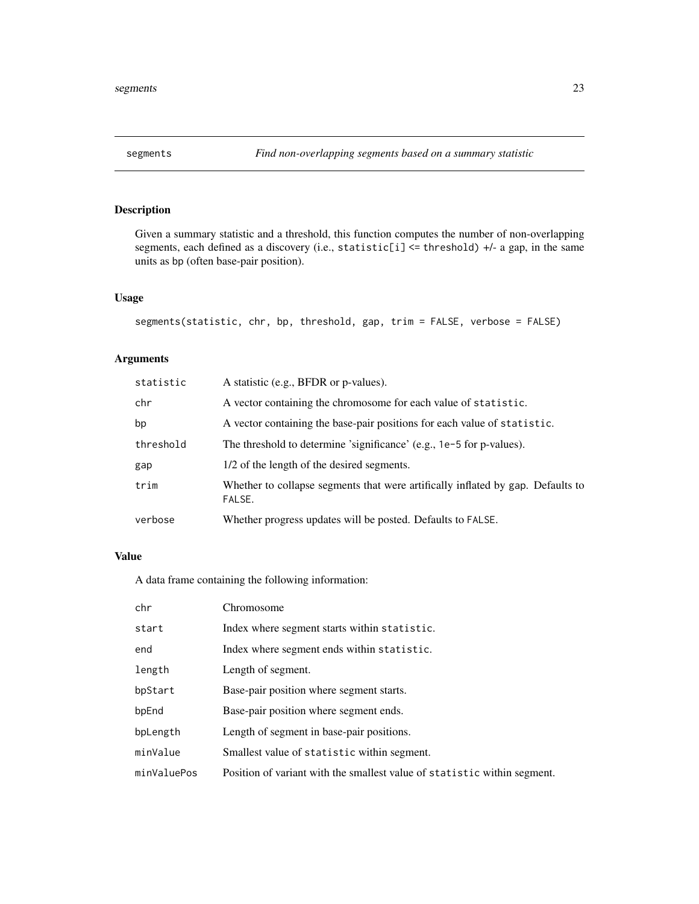# segments — *Find non-overlapping segments based on a summary statistic*

## Description

Given a summary statistic and a threshold, this function computes the number of non-overlapping segments, each defined as a discovery (i.e., `statistic[i] <= threshold`) +/- a gap, in the same units as `bp` (often base-pair position).

## Usage

```
segments(statistic, chr, bp, threshold, gap, trim = FALSE, verbose = FALSE)
```

## Arguments

| | |
|---|---|
| `statistic` | A statistic (e.g., BFDR or p-values). |
| `chr` | A vector containing the chromosome for each value of `statistic`. |
| `bp` | A vector containing the base-pair positions for each value of `statistic`. |
| `threshold` | The threshold to determine 'significance' (e.g., `1e-5` for p-values). |
| `gap` | 1/2 of the length of the desired segments. |
| `trim` | Whether to collapse segments that were artifically inflated by `gap`. Defaults to `FALSE`. |
| `verbose` | Whether progress updates will be posted. Defaults to `FALSE`. |

## Value

A data frame containing the following information:

| | |
|---|---|
| `chr` | Chromosome |
| `start` | Index where segment starts within `statistic`. |
| `end` | Index where segment ends within `statistic`. |
| `length` | Length of segment. |
| `bpStart` | Base-pair position where segment starts. |
| `bpEnd` | Base-pair position where segment ends. |
| `bpLength` | Length of segment in base-pair positions. |
| `minValue` | Smallest value of `statistic` within segment. |
| `minValuePos` | Position of variant with the smallest value of `statistic` within segment. |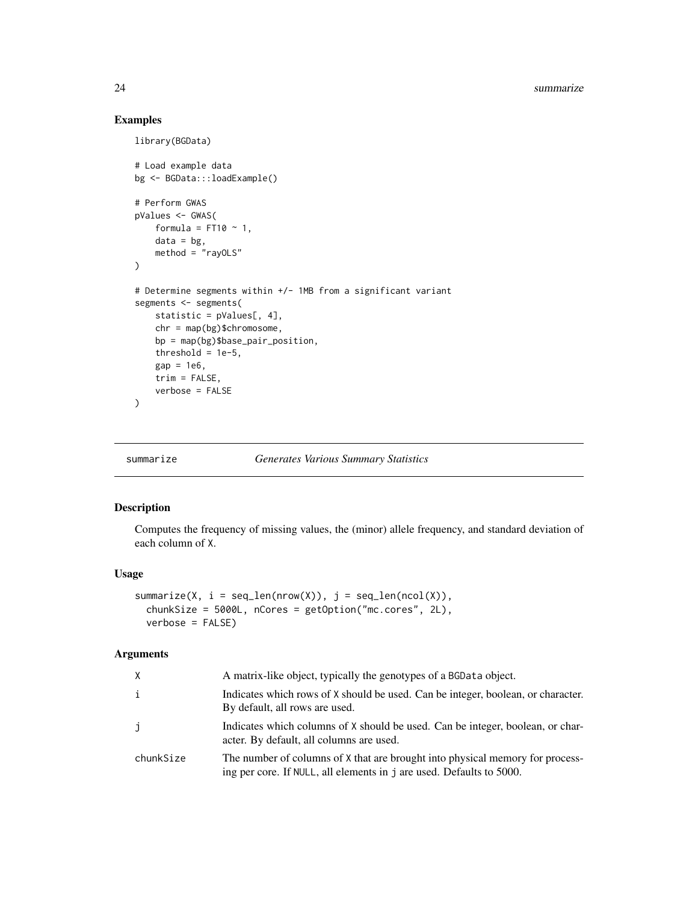## Examples

```
library(BGData)

# Load example data
bg <- BGData:::loadExample()

# Perform GWAS
pValues <- GWAS(
    formula = FT10 ~ 1,
    data = bg,
    method = "rayOLS"
)

# Determine segments within +/- 1MB from a significant variant
segments <- segments(
    statistic = pValues[, 4],
    chr = map(bg)$chromosome,
    bp = map(bg)$base_pair_position,
    threshold = 1e-5,
    gap = 1e6,
    trim = FALSE,
    verbose = FALSE
)
```

---

# summarize — *Generates Various Summary Statistics*

## Description

Computes the frequency of missing values, the (minor) allele frequency, and standard deviation of each column of X.

## Usage

```
summarize(X, i = seq_len(nrow(X)), j = seq_len(ncol(X)),
  chunkSize = 5000L, nCores = getOption("mc.cores", 2L),
  verbose = FALSE)
```

## Arguments

| | |
|---|---|
| X | A matrix-like object, typically the genotypes of a BGData object. |
| i | Indicates which rows of X should be used. Can be integer, boolean, or character. By default, all rows are used. |
| j | Indicates which columns of X should be used. Can be integer, boolean, or character. By default, all columns are used. |
| chunkSize | The number of columns of X that are brought into physical memory for processing per core. If NULL, all elements in j are used. Defaults to 5000. |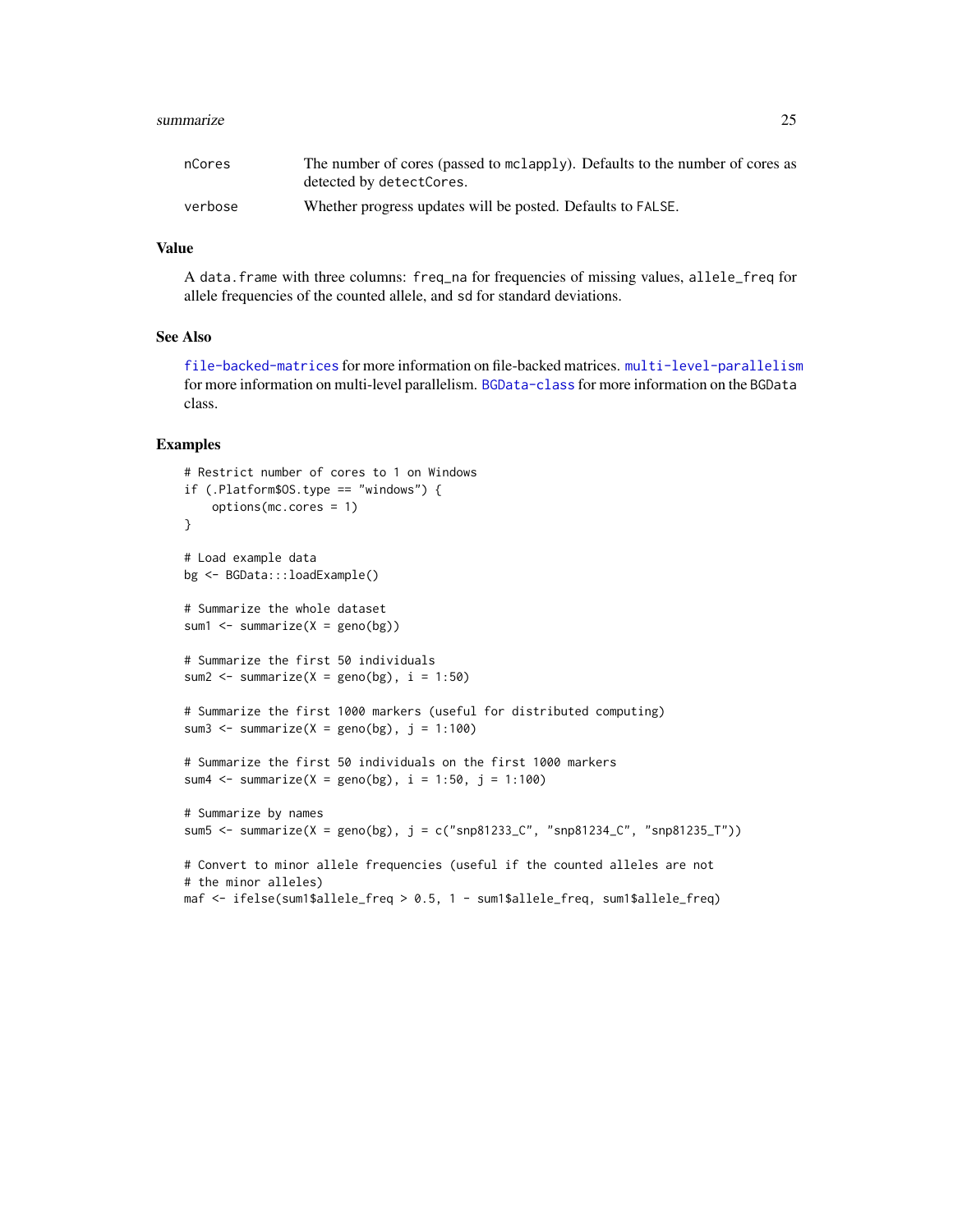| | |
|---|---|
| nCores | The number of cores (passed to mclapply). Defaults to the number of cores as detected by detectCores. |
| verbose | Whether progress updates will be posted. Defaults to FALSE. |

## Value

A data.frame with three columns: freq_na for frequencies of missing values, allele_freq for allele frequencies of the counted allele, and sd for standard deviations.

## See Also

file-backed-matrices for more information on file-backed matrices. multi-level-parallelism for more information on multi-level parallelism. BGData-class for more information on the BGData class.

## Examples

```
# Restrict number of cores to 1 on Windows
if (.Platform$OS.type == "windows") {
    options(mc.cores = 1)
}

# Load example data
bg <- BGData:::loadExample()

# Summarize the whole dataset
sum1 <- summarize(X = geno(bg))

# Summarize the first 50 individuals
sum2 <- summarize(X = geno(bg), i = 1:50)

# Summarize the first 1000 markers (useful for distributed computing)
sum3 <- summarize(X = geno(bg), j = 1:100)

# Summarize the first 50 individuals on the first 1000 markers
sum4 <- summarize(X = geno(bg), i = 1:50, j = 1:100)

# Summarize by names
sum5 <- summarize(X = geno(bg), j = c("snp81233_C", "snp81234_C", "snp81235_T"))

# Convert to minor allele frequencies (useful if the counted alleles are not
# the minor alleles)
maf <- ifelse(sum1$allele_freq > 0.5, 1 - sum1$allele_freq, sum1$allele_freq)
```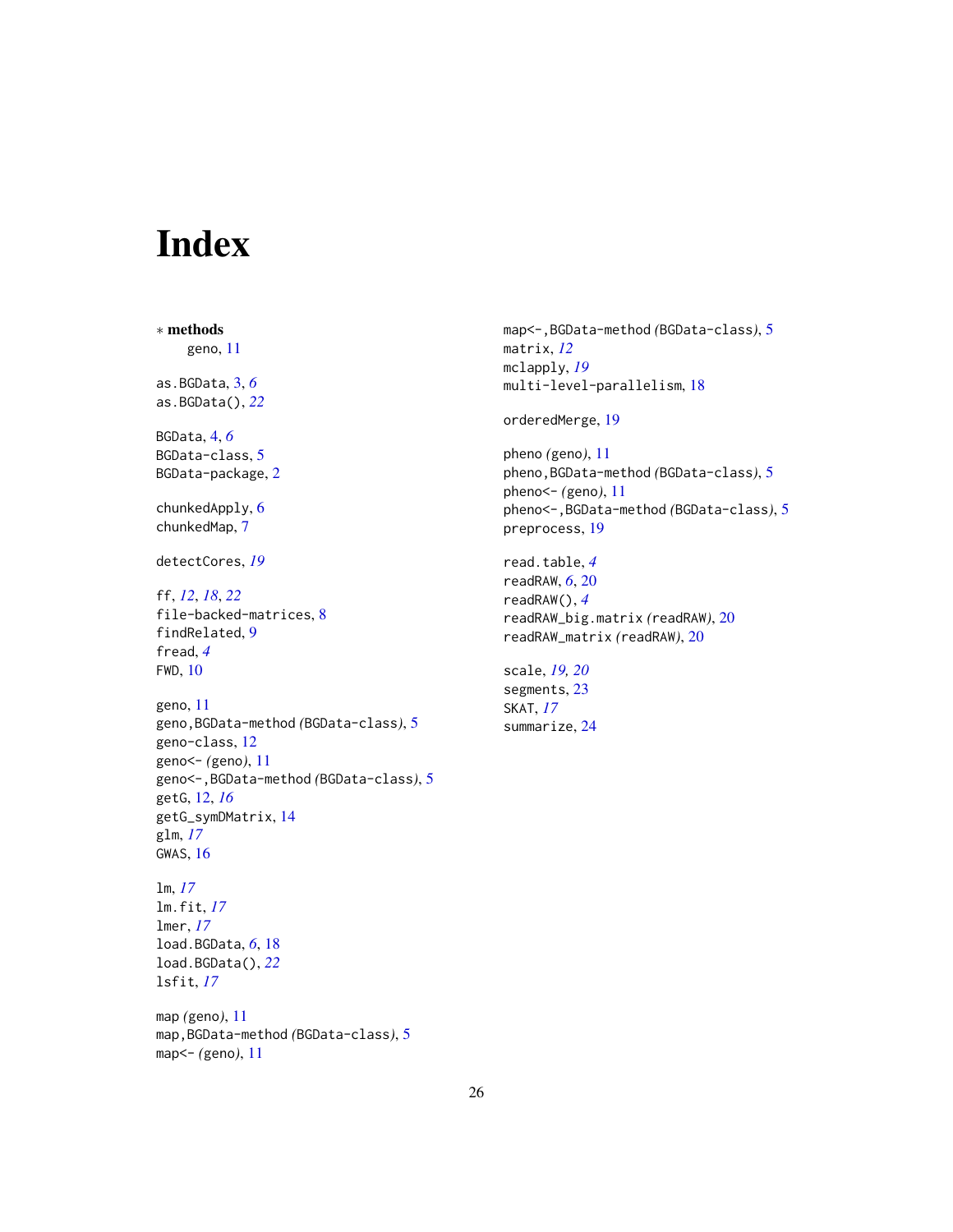# Index

∗ **methods**
  geno, 11

as.BGData, 3, *6*
as.BGData(), *22*

BGData, 4, *6*
BGData-class, 5
BGData-package, 2

chunkedApply, 6
chunkedMap, 7

detectCores, *19*

ff, *12*, *18*, *22*
file-backed-matrices, 8
findRelated, 9
fread, *4*
FWD, 10

geno, 11
geno,BGData-method *(*BGData-class*)*, 5
geno-class, 12
geno<- *(*geno*)*, 11
geno<-,BGData-method *(*BGData-class*)*, 5
getG, 12, *16*
getG_symDMatrix, 14
glm, *17*
GWAS, 16

lm, *17*
lm.fit, *17*
lmer, *17*
load.BGData, *6*, 18
load.BGData(), *22*
lsfit, *17*

map *(*geno*)*, 11
map,BGData-method *(*BGData-class*)*, 5
map<- *(*geno*)*, 11
map<-,BGData-method *(*BGData-class*)*, 5
matrix, *12*
mclapply, *19*
multi-level-parallelism, 18

orderedMerge, 19

pheno *(*geno*)*, 11
pheno,BGData-method *(*BGData-class*)*, 5
pheno<- *(*geno*)*, 11
pheno<-,BGData-method *(*BGData-class*)*, 5
preprocess, 19

read.table, *4*
readRAW, *6*, 20
readRAW(), *4*
readRAW_big.matrix *(*readRAW*)*, 20
readRAW_matrix *(*readRAW*)*, 20

scale, *19, 20*
segments, 23
SKAT, *17*
summarize, 24